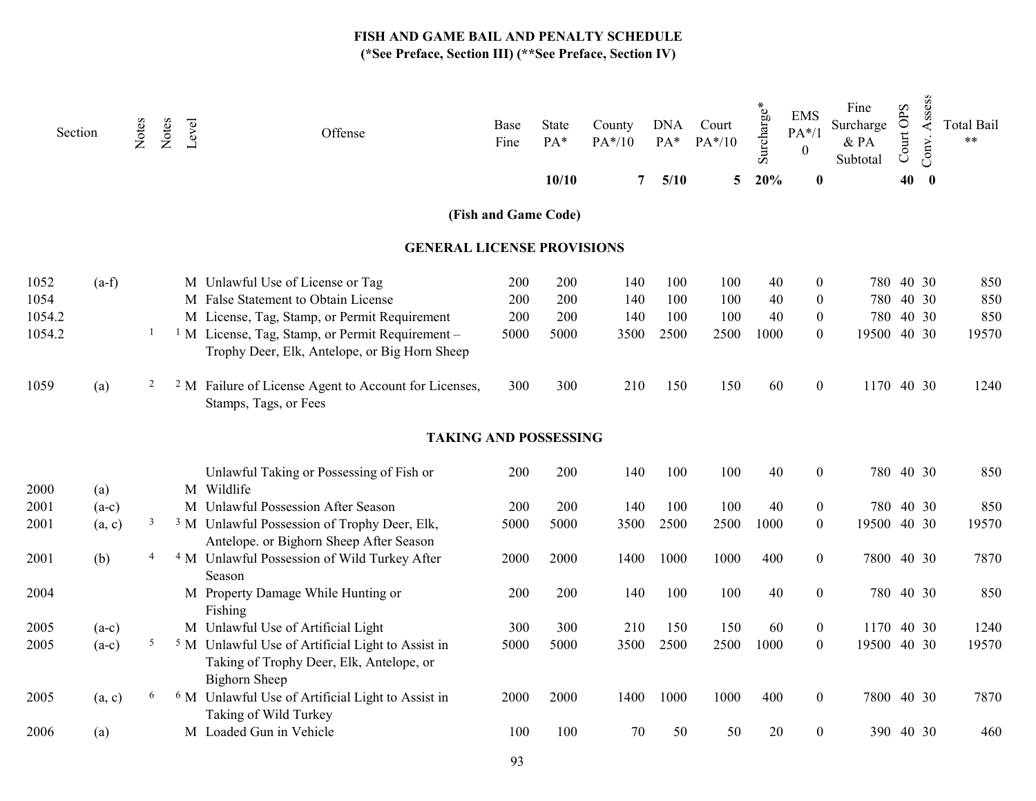# FISH AND GAME BAIL AND PENALTY SCHEDULE

**(*See Preface, Section III) (**See Preface, Section IV)**

| Section | | Notes | Notes | Level | Offense | Base Fine | State PA* | County PA*/10 | DNA PA* | Court PA*/10 | Surcharge* | EMS PA*/10 | Fine Surcharge & PA Subtotal | Court OPS | Conv. Assess | Total Bail ** |
|---|---|---|---|---|---|---|---|---|---|---|---|---|---|---|---|---|
| | | | | | | | **10/10** | **7** | **5/10** | **5** | **20%** | **0** | | **40** | **0** | |
| | | | | | **(Fish and Game Code)** | | | | | | | | | | | |
| | | | | | **GENERAL LICENSE PROVISIONS** | | | | | | | | | | | |
| 1052 | (a-f) | | | M | Unlawful Use of License or Tag | 200 | 200 | 140 | 100 | 100 | 40 | 0 | 780 | 40 | 30 | 850 |
| 1054 | | | | M | False Statement to Obtain License | 200 | 200 | 140 | 100 | 100 | 40 | 0 | 780 | 40 | 30 | 850 |
| 1054.2 | | | | M | License, Tag, Stamp, or Permit Requirement | 200 | 200 | 140 | 100 | 100 | 40 | 0 | 780 | 40 | 30 | 850 |
| 1054.2 | | 1 | 1 | M | License, Tag, Stamp, or Permit Requirement – Trophy Deer, Elk, Antelope, or Big Horn Sheep | 5000 | 5000 | 3500 | 2500 | 2500 | 1000 | 0 | 19500 | 40 | 30 | 19570 |
| 1059 | (a) | 2 | 2 | M | Failure of License Agent to Account for Licenses, Stamps, Tags, or Fees | 300 | 300 | 210 | 150 | 150 | 60 | 0 | 1170 | 40 | 30 | 1240 |
| | | | | | **TAKING AND POSSESSING** | | | | | | | | | | | |
| 2000 | (a) | | | M | Unlawful Taking or Possessing of Fish or Wildlife | 200 | 200 | 140 | 100 | 100 | 40 | 0 | 780 | 40 | 30 | 850 |
| 2001 | (a-c) | | | M | Unlawful Possession After Season | 200 | 200 | 140 | 100 | 100 | 40 | 0 | 780 | 40 | 30 | 850 |
| 2001 | (a, c) | 3 | 3 | M | Unlawful Possession of Trophy Deer, Elk, Antelope. or Bighorn Sheep After Season | 5000 | 5000 | 3500 | 2500 | 2500 | 1000 | 0 | 19500 | 40 | 30 | 19570 |
| 2001 | (b) | 4 | 4 | M | Unlawful Possession of Wild Turkey After Season | 2000 | 2000 | 1400 | 1000 | 1000 | 400 | 0 | 7800 | 40 | 30 | 7870 |
| 2004 | | | | M | Property Damage While Hunting or Fishing | 200 | 200 | 140 | 100 | 100 | 40 | 0 | 780 | 40 | 30 | 850 |
| 2005 | (a-c) | | | M | Unlawful Use of Artificial Light | 300 | 300 | 210 | 150 | 150 | 60 | 0 | 1170 | 40 | 30 | 1240 |
| 2005 | (a-c) | 5 | 5 | M | Unlawful Use of Artificial Light to Assist in Taking of Trophy Deer, Elk, Antelope, or Bighorn Sheep | 5000 | 5000 | 3500 | 2500 | 2500 | 1000 | 0 | 19500 | 40 | 30 | 19570 |
| 2005 | (a, c) | 6 | 6 | M | Unlawful Use of Artificial Light to Assist in Taking of Wild Turkey | 2000 | 2000 | 1400 | 1000 | 1000 | 400 | 0 | 7800 | 40 | 30 | 7870 |
| 2006 | (a) | | | M | Loaded Gun in Vehicle | 100 | 100 | 70 | 50 | 50 | 20 | 0 | 390 | 40 | 30 | 460 |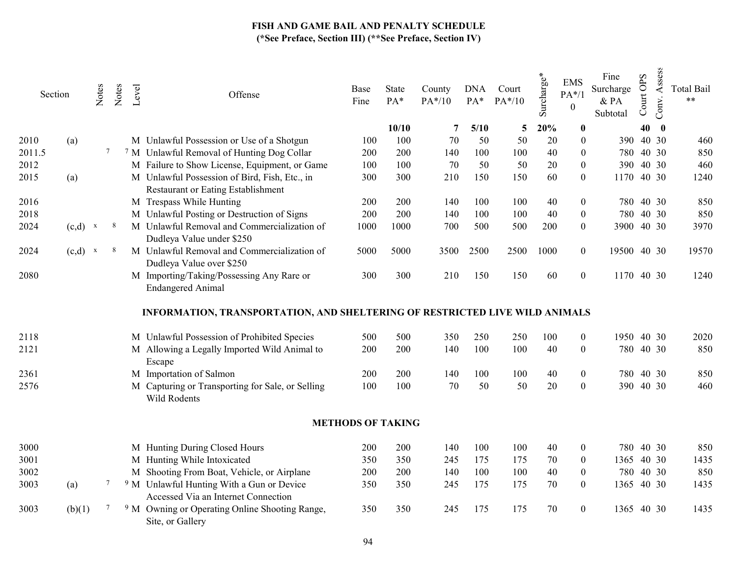# FISH AND GAME BAIL AND PENALTY SCHEDULE
**(*See Preface, Section III) (**See Preface, Section IV)**

| Section | | Notes | Notes | Level | Offense | Base Fine | State PA* | County PA*/10 | DNA PA* | Court PA*/10 | Surcharge* | EMS PA*/10 | Fine Surcharge & PA Subtotal | Court OPS | Conv. Assess | Total Bail ** |
|---|---|---|---|---|---|---|---|---|---|---|---|---|---|---|---|---|
| | | | | | | | **10/10** | **7** | **5/10** | **5** | **20%** | **0** | | **40** | **0** | |
| 2010 | (a) | | | M | Unlawful Possession or Use of a Shotgun | 100 | 100 | 70 | 50 | 50 | 20 | 0 | 390 | 40 | 30 | 460 |
| 2011.5 | | 7 | 7 | M | Unlawful Removal of Hunting Dog Collar | 200 | 200 | 140 | 100 | 100 | 40 | 0 | 780 | 40 | 30 | 850 |
| 2012 | | | | M | Failure to Show License, Equipment, or Game | 100 | 100 | 70 | 50 | 50 | 20 | 0 | 390 | 40 | 30 | 460 |
| 2015 | (a) | | | M | Unlawful Possession of Bird, Fish, Etc., in Restaurant or Eating Establishment | 300 | 300 | 210 | 150 | 150 | 60 | 0 | 1170 | 40 | 30 | 1240 |
| 2016 | | | | M | Trespass While Hunting | 200 | 200 | 140 | 100 | 100 | 40 | 0 | 780 | 40 | 30 | 850 |
| 2018 | | | | M | Unlawful Posting or Destruction of Signs | 200 | 200 | 140 | 100 | 100 | 40 | 0 | 780 | 40 | 30 | 850 |
| 2024 | (c,d) | x | 8 | M | Unlawful Removal and Commercialization of Dudleya Value under $250 | 1000 | 1000 | 700 | 500 | 500 | 200 | 0 | 3900 | 40 | 30 | 3970 |
| 2024 | (c,d) | x | 8 | M | Unlawful Removal and Commercialization of Dudleya Value over $250 | 5000 | 5000 | 3500 | 2500 | 2500 | 1000 | 0 | 19500 | 40 | 30 | 19570 |
| 2080 | | | | M | Importing/Taking/Possessing Any Rare or Endangered Animal | 300 | 300 | 210 | 150 | 150 | 60 | 0 | 1170 | 40 | 30 | 1240 |
| | | | | | **INFORMATION, TRANSPORTATION, AND SHELTERING OF RESTRICTED LIVE WILD ANIMALS** | | | | | | | | | | | |
| 2118 | | | | M | Unlawful Possession of Prohibited Species | 500 | 500 | 350 | 250 | 250 | 100 | 0 | 1950 | 40 | 30 | 2020 |
| 2121 | | | | M | Allowing a Legally Imported Wild Animal to Escape | 200 | 200 | 140 | 100 | 100 | 40 | 0 | 780 | 40 | 30 | 850 |
| 2361 | | | | M | Importation of Salmon | 200 | 200 | 140 | 100 | 100 | 40 | 0 | 780 | 40 | 30 | 850 |
| 2576 | | | | M | Capturing or Transporting for Sale, or Selling Wild Rodents | 100 | 100 | 70 | 50 | 50 | 20 | 0 | 390 | 40 | 30 | 460 |
| | | | | | **METHODS OF TAKING** | | | | | | | | | | | |
| 3000 | | | | M | Hunting During Closed Hours | 200 | 200 | 140 | 100 | 100 | 40 | 0 | 780 | 40 | 30 | 850 |
| 3001 | | | | M | Hunting While Intoxicated | 350 | 350 | 245 | 175 | 175 | 70 | 0 | 1365 | 40 | 30 | 1435 |
| 3002 | | | | M | Shooting From Boat, Vehicle, or Airplane | 200 | 200 | 140 | 100 | 100 | 40 | 0 | 780 | 40 | 30 | 850 |
| 3003 | (a) | 7 | 9 | M | Unlawful Hunting With a Gun or Device Accessed Via an Internet Connection | 350 | 350 | 245 | 175 | 175 | 70 | 0 | 1365 | 40 | 30 | 1435 |
| 3003 | (b)(1) | 7 | 9 | M | Owning or Operating Online Shooting Range, Site, or Gallery | 350 | 350 | 245 | 175 | 175 | 70 | 0 | 1365 | 40 | 30 | 1435 |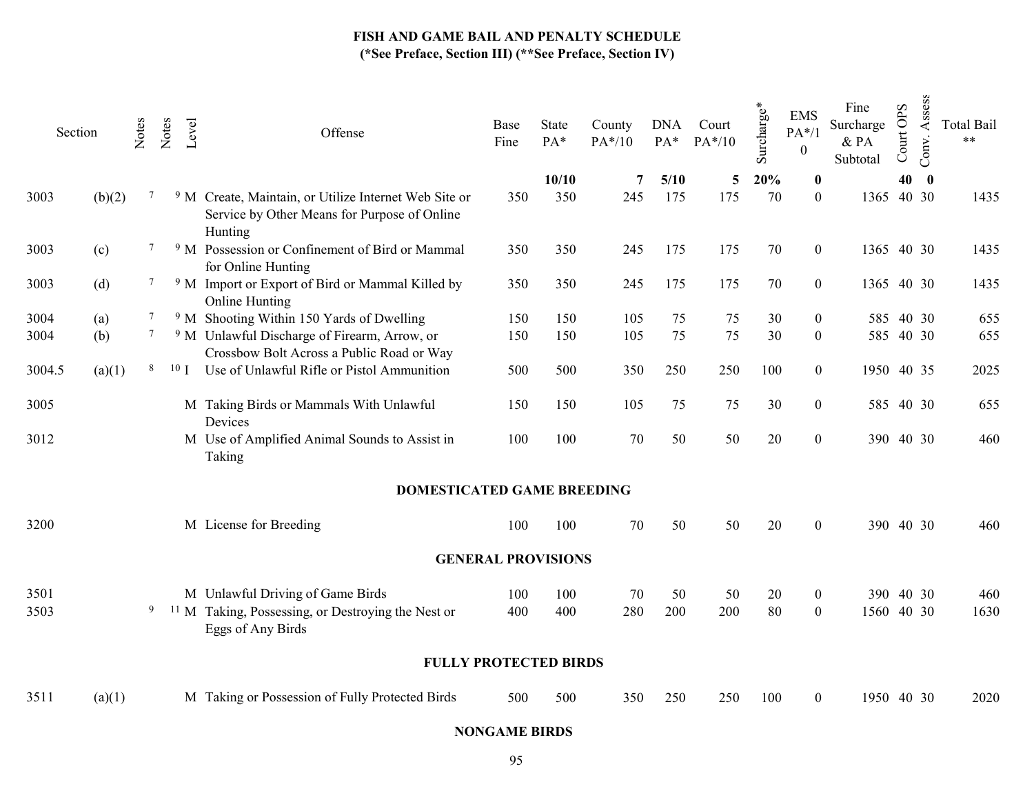# FISH AND GAME BAIL AND PENALTY SCHEDULE

**(*See Preface, Section III) (**See Preface, Section IV)**

| Section | | Notes | Notes | Level | Offense | Base Fine | State PA* | County PA*/10 | DNA PA* | Court PA*/10 | Surcharge* | EMS PA*/10 | Fine Surcharge & PA Subtotal | Court OPS | Conv. Assess | Total Bail ** |
|---|---|---|---|---|---|---|---|---|---|---|---|---|---|---|---|---|
| | | | | | | | **10/10** | **7** | **5/10** | **5** | **20%** | **0** | | **40** | **0** | |
| 3003 | (b)(2) | 7 | 9 | M | Create, Maintain, or Utilize Internet Web Site or Service by Other Means for Purpose of Online Hunting | 350 | 350 | 245 | 175 | 175 | 70 | 0 | 1365 | 40 | 30 | 1435 |
| 3003 | (c) | 7 | 9 | M | Possession or Confinement of Bird or Mammal for Online Hunting | 350 | 350 | 245 | 175 | 175 | 70 | 0 | 1365 | 40 | 30 | 1435 |
| 3003 | (d) | 7 | 9 | M | Import or Export of Bird or Mammal Killed by Online Hunting | 350 | 350 | 245 | 175 | 175 | 70 | 0 | 1365 | 40 | 30 | 1435 |
| 3004 | (a) | 7 | 9 | M | Shooting Within 150 Yards of Dwelling | 150 | 150 | 105 | 75 | 75 | 30 | 0 | 585 | 40 | 30 | 655 |
| 3004 | (b) | 7 | 9 | M | Unlawful Discharge of Firearm, Arrow, or Crossbow Bolt Across a Public Road or Way | 150 | 150 | 105 | 75 | 75 | 30 | 0 | 585 | 40 | 30 | 655 |
| 3004.5 | (a)(1) | 8 | 10 | I | Use of Unlawful Rifle or Pistol Ammunition | 500 | 500 | 350 | 250 | 250 | 100 | 0 | 1950 | 40 | 35 | 2025 |
| 3005 | | | | M | Taking Birds or Mammals With Unlawful Devices | 150 | 150 | 105 | 75 | 75 | 30 | 0 | 585 | 40 | 30 | 655 |
| 3012 | | | | M | Use of Amplified Animal Sounds to Assist in Taking | 100 | 100 | 70 | 50 | 50 | 20 | 0 | 390 | 40 | 30 | 460 |
| | | | | | **DOMESTICATED GAME BREEDING** | | | | | | | | | | | |
| 3200 | | | | M | License for Breeding | 100 | 100 | 70 | 50 | 50 | 20 | 0 | 390 | 40 | 30 | 460 |
| | | | | | **GENERAL PROVISIONS** | | | | | | | | | | | |
| 3501 | | | | M | Unlawful Driving of Game Birds | 100 | 100 | 70 | 50 | 50 | 20 | 0 | 390 | 40 | 30 | 460 |
| 3503 | | 9 | 11 | M | Taking, Possessing, or Destroying the Nest or Eggs of Any Birds | 400 | 400 | 280 | 200 | 200 | 80 | 0 | 1560 | 40 | 30 | 1630 |
| | | | | | **FULLY PROTECTED BIRDS** | | | | | | | | | | | |
| 3511 | (a)(1) | | | M | Taking or Possession of Fully Protected Birds | 500 | 500 | 350 | 250 | 250 | 100 | 0 | 1950 | 40 | 30 | 2020 |
| | | | | | **NONGAME BIRDS** | | | | | | | | | | | |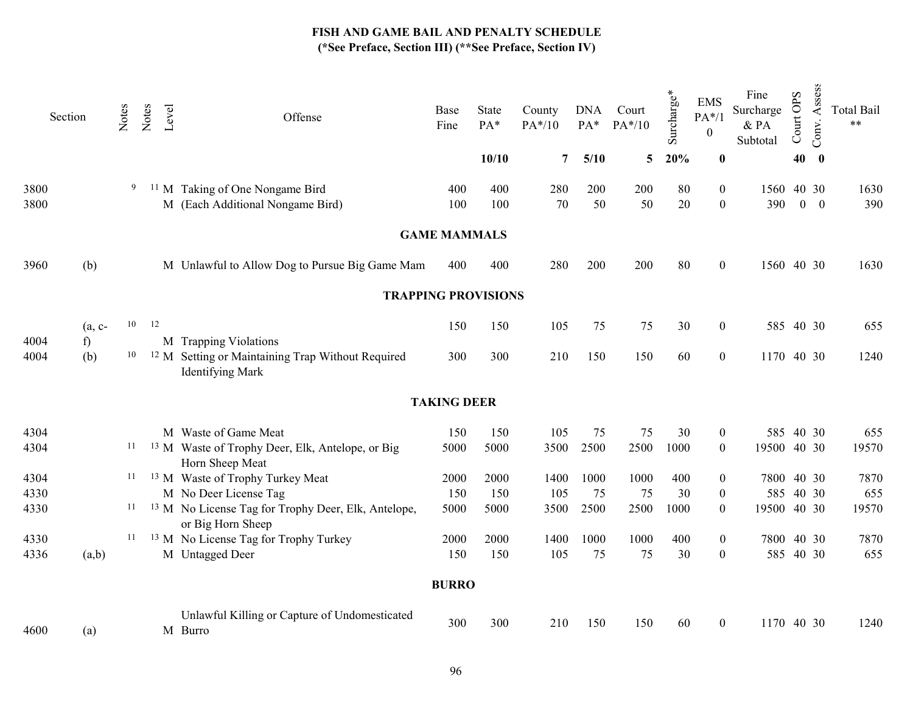# FISH AND GAME BAIL AND PENALTY SCHEDULE
**(*See Preface, Section III) (**See Preface, Section IV)**

| Section | | Notes | Notes | Level | Offense | Base Fine | State PA* | County PA*/10 | DNA PA* | Court PA*/10 | Surcharge* | EMS PA*/10 | Fine Surcharge & PA Subtotal | Court OPS | Conv. Assess | Total Bail ** |
|---|---|---|---|---|---|---|---|---|---|---|---|---|---|---|---|---|
| | | | | | | | 10/10 | 7 | 5/10 | 5 | 20% | 0 | | 40 | 0 | |
| 3800 | | 9 | 11 | M | Taking of One Nongame Bird | 400 | 400 | 280 | 200 | 200 | 80 | 0 | 1560 | 40 | 30 | 1630 |
| 3800 | | | | M | (Each Additional Nongame Bird) | 100 | 100 | 70 | 50 | 50 | 20 | 0 | 390 | 0 | 0 | 390 |
| | | | | | **GAME MAMMALS** | | | | | | | | | | | |
| 3960 | (b) | | | M | Unlawful to Allow Dog to Pursue Big Game Mam | 400 | 400 | 280 | 200 | 200 | 80 | 0 | 1560 | 40 | 30 | 1630 |
| | | | | | **TRAPPING PROVISIONS** | | | | | | | | | | | |
| 4004 | (a, c-f) | 10 | 12 | M | Trapping Violations | 150 | 150 | 105 | 75 | 75 | 30 | 0 | 585 | 40 | 30 | 655 |
| 4004 | (b) | 10 | 12 | M | Setting or Maintaining Trap Without Required Identifying Mark | 300 | 300 | 210 | 150 | 150 | 60 | 0 | 1170 | 40 | 30 | 1240 |
| | | | | | **TAKING DEER** | | | | | | | | | | | |
| 4304 | | | | M | Waste of Game Meat | 150 | 150 | 105 | 75 | 75 | 30 | 0 | 585 | 40 | 30 | 655 |
| 4304 | | 11 | 13 | M | Waste of Trophy Deer, Elk, Antelope, or Big Horn Sheep Meat | 5000 | 5000 | 3500 | 2500 | 2500 | 1000 | 0 | 19500 | 40 | 30 | 19570 |
| 4304 | | 11 | 13 | M | Waste of Trophy Turkey Meat | 2000 | 2000 | 1400 | 1000 | 1000 | 400 | 0 | 7800 | 40 | 30 | 7870 |
| 4330 | | | | M | No Deer License Tag | 150 | 150 | 105 | 75 | 75 | 30 | 0 | 585 | 40 | 30 | 655 |
| 4330 | | 11 | 13 | M | No License Tag for Trophy Deer, Elk, Antelope, or Big Horn Sheep | 5000 | 5000 | 3500 | 2500 | 2500 | 1000 | 0 | 19500 | 40 | 30 | 19570 |
| 4330 | | 11 | 13 | M | No License Tag for Trophy Turkey | 2000 | 2000 | 1400 | 1000 | 1000 | 400 | 0 | 7800 | 40 | 30 | 7870 |
| 4336 | (a,b) | | | M | Untagged Deer | 150 | 150 | 105 | 75 | 75 | 30 | 0 | 585 | 40 | 30 | 655 |
| | | | | | **BURRO** | | | | | | | | | | | |
| 4600 | (a) | | | M | Unlawful Killing or Capture of Undomesticated Burro | 300 | 300 | 210 | 150 | 150 | 60 | 0 | 1170 | 40 | 30 | 1240 |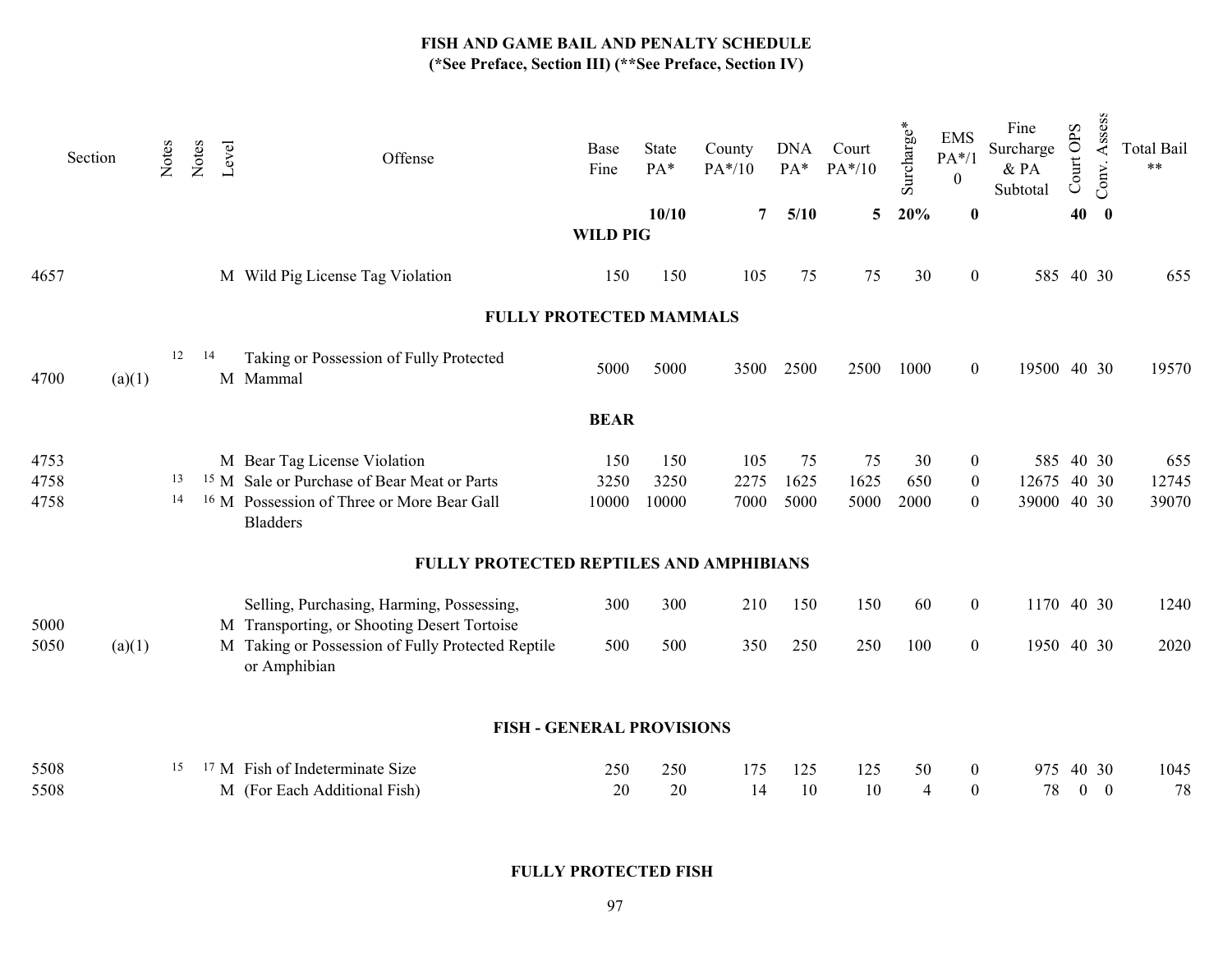## FISH AND GAME BAIL AND PENALTY SCHEDULE
**(*See Preface, Section III) (**See Preface, Section IV)**

| Section | | Notes | Notes | Level | Offense | Base Fine | State PA* | County PA*/10 | DNA PA* | Court PA*/10 | Surcharge* | EMS PA*/10 | Fine Surcharge & PA Subtotal | Court OPS | Conv. Assess | Total Bail ** |
|---|---|---|---|---|---|---|---|---|---|---|---|---|---|---|---|---|
| | | | | | | | **10/10** | **7** | **5/10** | **5** | **20%** | **0** | | **40** | **0** | |
| | | | | | **WILD PIG** | | | | | | | | | | | |
| 4657 | | | | M | Wild Pig License Tag Violation | 150 | 150 | 105 | 75 | 75 | 30 | 0 | 585 | 40 | 30 | 655 |
| | | | | | **FULLY PROTECTED MAMMALS** | | | | | | | | | | | |
| 4700 | (a)(1) | 12 | 14 | M | Taking or Possession of Fully Protected Mammal | 5000 | 5000 | 3500 | 2500 | 2500 | 1000 | 0 | 19500 | 40 | 30 | 19570 |
| | | | | | **BEAR** | | | | | | | | | | | |
| 4753 | | | | M | Bear Tag License Violation | 150 | 150 | 105 | 75 | 75 | 30 | 0 | 585 | 40 | 30 | 655 |
| 4758 | | 13 | 15 | M | Sale or Purchase of Bear Meat or Parts | 3250 | 3250 | 2275 | 1625 | 1625 | 650 | 0 | 12675 | 40 | 30 | 12745 |
| 4758 | | 14 | 16 | M | Possession of Three or More Bear Gall Bladders | 10000 | 10000 | 7000 | 5000 | 5000 | 2000 | 0 | 39000 | 40 | 30 | 39070 |
| | | | | | **FULLY PROTECTED REPTILES AND AMPHIBIANS** | | | | | | | | | | | |
| 5000 | | | | M | Selling, Purchasing, Harming, Possessing, Transporting, or Shooting Desert Tortoise | 300 | 300 | 210 | 150 | 150 | 60 | 0 | 1170 | 40 | 30 | 1240 |
| 5050 | (a)(1) | | | M | Taking or Possession of Fully Protected Reptile or Amphibian | 500 | 500 | 350 | 250 | 250 | 100 | 0 | 1950 | 40 | 30 | 2020 |
| | | | | | **FISH - GENERAL PROVISIONS** | | | | | | | | | | | |
| 5508 | | 15 | 17 | M | Fish of Indeterminate Size | 250 | 250 | 175 | 125 | 125 | 50 | 0 | 975 | 40 | 30 | 1045 |
| 5508 | | | | M | (For Each Additional Fish) | 20 | 20 | 14 | 10 | 10 | 4 | 0 | 78 | 0 | 0 | 78 |
| | | | | | **FULLY PROTECTED FISH** | | | | | | | | | | | |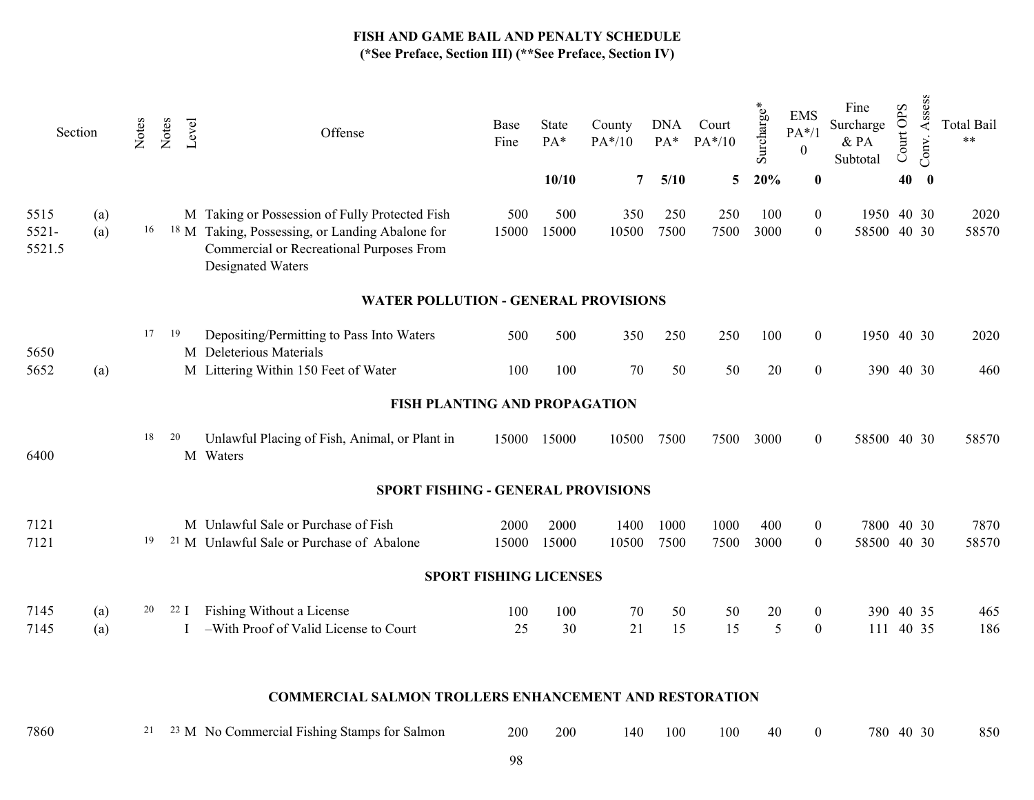## FISH AND GAME BAIL AND PENALTY SCHEDULE

**(*See Preface, Section III) (**See Preface, Section IV)**

| Section | | Notes | Notes | Level | Offense | Base Fine | State PA* | County PA*/10 | DNA PA* | Court PA*/10 | Surcharge* | EMS PA*/10 | Fine Surcharge & PA Subtotal | Court OPS | Conv. Assess | Total Bail ** |
|---|---|---|---|---|---|---|---|---|---|---|---|---|---|---|---|---|
| | | | | | | | 10/10 | 7 | 5/10 | 5 | 20% | 0 | | 40 | 0 | |
| 5515 | (a) | | | M | Taking or Possession of Fully Protected Fish | 500 | 500 | 350 | 250 | 250 | 100 | 0 | 1950 | 40 | 30 | 2020 |
| 5521-5521.5 | (a) | 16 | 18 | M | Taking, Possessing, or Landing Abalone for Commercial or Recreational Purposes From Designated Waters | 15000 | 15000 | 10500 | 7500 | 7500 | 3000 | 0 | 58500 | 40 | 30 | 58570 |
| | | | | | **WATER POLLUTION - GENERAL PROVISIONS** | | | | | | | | | | | |
| 5650 | | 17 | 19 | M | Depositing/Permitting to Pass Into Waters Deleterious Materials | 500 | 500 | 350 | 250 | 250 | 100 | 0 | 1950 | 40 | 30 | 2020 |
| 5652 | (a) | | | M | Littering Within 150 Feet of Water | 100 | 100 | 70 | 50 | 50 | 20 | 0 | 390 | 40 | 30 | 460 |
| | | | | | **FISH PLANTING AND PROPAGATION** | | | | | | | | | | | |
| 6400 | | 18 | 20 | M | Unlawful Placing of Fish, Animal, or Plant in Waters | 15000 | 15000 | 10500 | 7500 | 7500 | 3000 | 0 | 58500 | 40 | 30 | 58570 |
| | | | | | **SPORT FISHING - GENERAL PROVISIONS** | | | | | | | | | | | |
| 7121 | | | | M | Unlawful Sale or Purchase of Fish | 2000 | 2000 | 1400 | 1000 | 1000 | 400 | 0 | 7800 | 40 | 30 | 7870 |
| 7121 | | 19 | 21 | M | Unlawful Sale or Purchase of Abalone | 15000 | 15000 | 10500 | 7500 | 7500 | 3000 | 0 | 58500 | 40 | 30 | 58570 |
| | | | | | **SPORT FISHING LICENSES** | | | | | | | | | | | |
| 7145 | (a) | 20 | 22 | I | Fishing Without a License | 100 | 100 | 70 | 50 | 50 | 20 | 0 | 390 | 40 | 35 | 465 |
| 7145 | (a) | | | I | –With Proof of Valid License to Court | 25 | 30 | 21 | 15 | 15 | 5 | 0 | 111 | 40 | 35 | 186 |
| | | | | | **COMMERCIAL SALMON TROLLERS ENHANCEMENT AND RESTORATION** | | | | | | | | | | | |
| 7860 | | 21 | 23 | M | No Commercial Fishing Stamps for Salmon | 200 | 200 | 140 | 100 | 100 | 40 | 0 | 780 | 40 | 30 | 850 |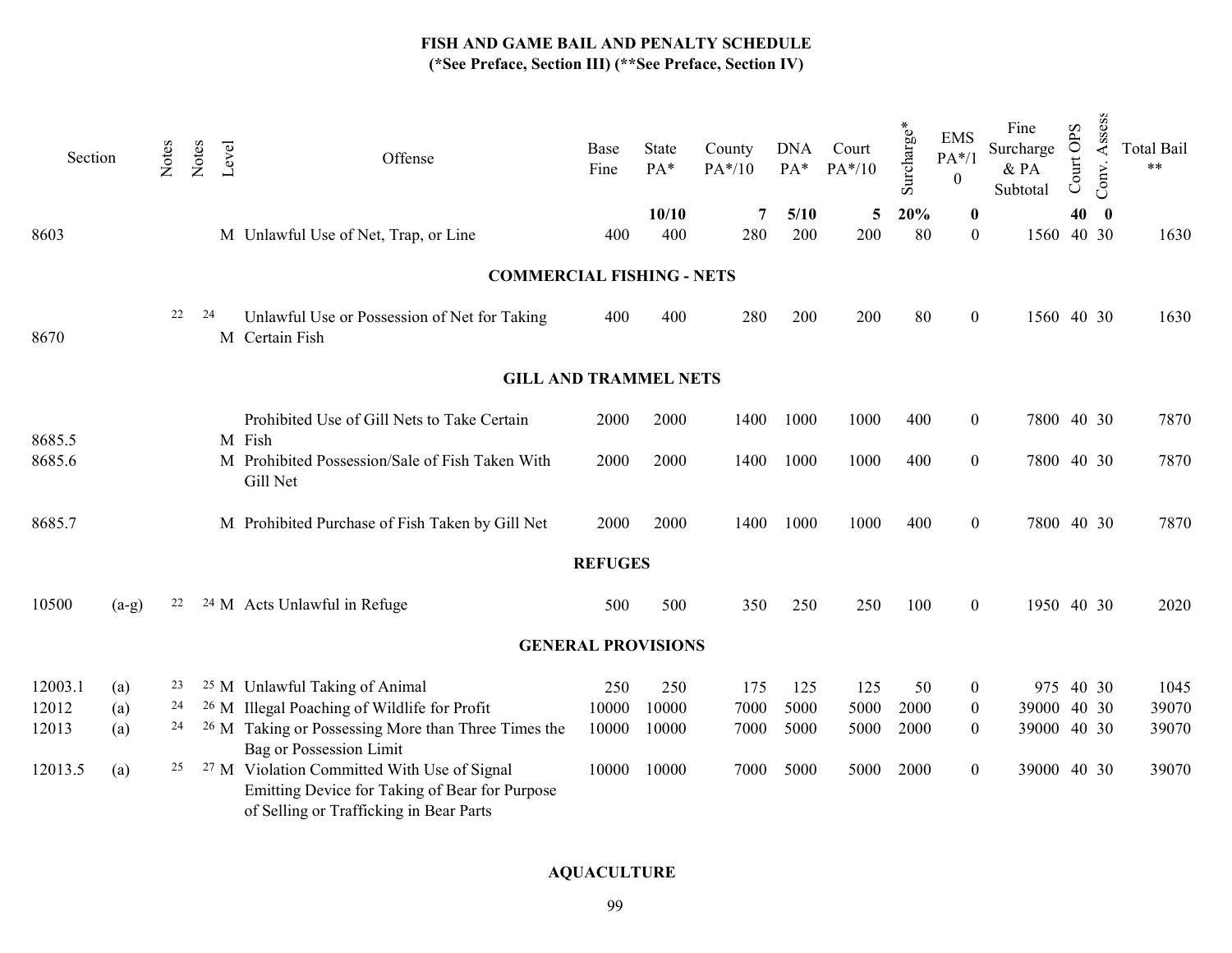# FISH AND GAME BAIL AND PENALTY SCHEDULE

**(*See Preface, Section III) (**See Preface, Section IV)**

| Section | | Notes | Notes | Level | Offense | Base Fine | State PA* | County PA*/10 | DNA PA* | Court PA*/10 | Surcharge* | EMS PA*/10 | Fine Surcharge & PA Subtotal | Court OPS | Conv. Assess | Total Bail ** |
|---|---|---|---|---|---|---|---|---|---|---|---|---|---|---|---|---|
| | | | | | | | **10/10** | **7** | **5/10** | **5** | **20%** | **0** | | **40** | **0** | |
| 8603 | | | | M | Unlawful Use of Net, Trap, or Line | 400 | 400 | 280 | 200 | 200 | 80 | 0 | 1560 | 40 | 30 | 1630 |
| **COMMERCIAL FISHING - NETS** | | | | | | | | | | | | | | | | |
| 8670 | | 22 | 24 | M | Unlawful Use or Possession of Net for Taking Certain Fish | 400 | 400 | 280 | 200 | 200 | 80 | 0 | 1560 | 40 | 30 | 1630 |
| **GILL AND TRAMMEL NETS** | | | | | | | | | | | | | | | | |
| 8685.5 | | | | M | Prohibited Use of Gill Nets to Take Certain Fish | 2000 | 2000 | 1400 | 1000 | 1000 | 400 | 0 | 7800 | 40 | 30 | 7870 |
| 8685.6 | | | | M | Prohibited Possession/Sale of Fish Taken With Gill Net | 2000 | 2000 | 1400 | 1000 | 1000 | 400 | 0 | 7800 | 40 | 30 | 7870 |
| 8685.7 | | | | M | Prohibited Purchase of Fish Taken by Gill Net | 2000 | 2000 | 1400 | 1000 | 1000 | 400 | 0 | 7800 | 40 | 30 | 7870 |
| **REFUGES** | | | | | | | | | | | | | | | | |
| 10500 | (a-g) | 22 | 24 | M | Acts Unlawful in Refuge | 500 | 500 | 350 | 250 | 250 | 100 | 0 | 1950 | 40 | 30 | 2020 |
| **GENERAL PROVISIONS** | | | | | | | | | | | | | | | | |
| 12003.1 | (a) | 23 | 25 | M | Unlawful Taking of Animal | 250 | 250 | 175 | 125 | 125 | 50 | 0 | 975 | 40 | 30 | 1045 |
| 12012 | (a) | 24 | 26 | M | Illegal Poaching of Wildlife for Profit | 10000 | 10000 | 7000 | 5000 | 5000 | 2000 | 0 | 39000 | 40 | 30 | 39070 |
| 12013 | (a) | 24 | 26 | M | Taking or Possessing More than Three Times the Bag or Possession Limit | 10000 | 10000 | 7000 | 5000 | 5000 | 2000 | 0 | 39000 | 40 | 30 | 39070 |
| 12013.5 | (a) | 25 | 27 | M | Violation Committed With Use of Signal Emitting Device for Taking of Bear for Purpose of Selling or Trafficking in Bear Parts | 10000 | 10000 | 7000 | 5000 | 5000 | 2000 | 0 | 39000 | 40 | 30 | 39070 |

**AQUACULTURE**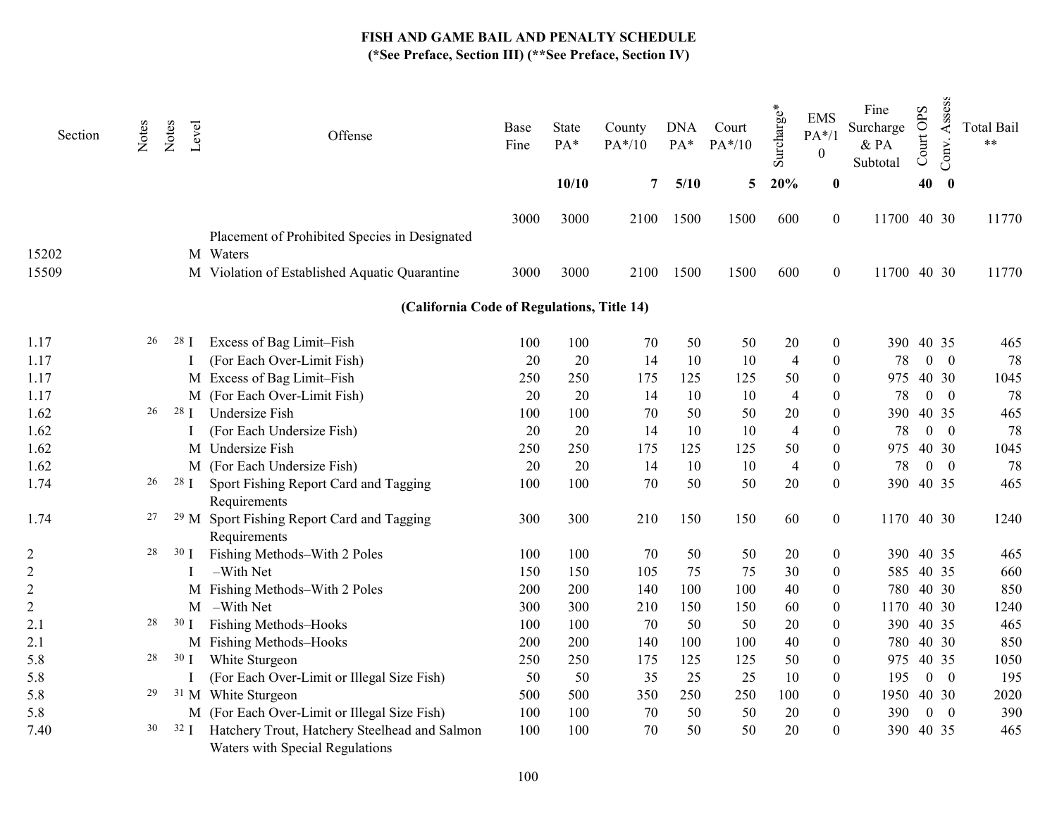# FISH AND GAME BAIL AND PENALTY SCHEDULE

**(*See Preface, Section III) (**See Preface, Section IV)**

| Section | Notes | Notes | Level | Offense | Base Fine | State PA* | County PA*/10 | DNA PA* | Court PA*/10 | Surcharge* | EMS PA*/10 | Fine Surcharge & PA Subtotal | Court OPS | Conv. Assess | Total Bail ** |
|---|---|---|---|---|---|---|---|---|---|---|---|---|---|---|---|
| | | | | | | **10/10** | **7** | **5/10** | **5** | **20%** | **0** | | **40** | **0** | |
| 15202 | | | M | Placement of Prohibited Species in Designated Waters | 3000 | 3000 | 2100 | 1500 | 1500 | 600 | 0 | 11700 | 40 | 30 | 11770 |
| 15509 | | | M | Violation of Established Aquatic Quarantine | 3000 | 3000 | 2100 | 1500 | 1500 | 600 | 0 | 11700 | 40 | 30 | 11770 |
| | | | | **(California Code of Regulations, Title 14)** | | | | | | | | | | | |
| 1.17 | 26 | 28 | I | Excess of Bag Limit–Fish | 100 | 100 | 70 | 50 | 50 | 20 | 0 | 390 | 40 | 35 | 465 |
| 1.17 | | | I | (For Each Over-Limit Fish) | 20 | 20 | 14 | 10 | 10 | 4 | 0 | 78 | 0 | 0 | 78 |
| 1.17 | | | M | Excess of Bag Limit–Fish | 250 | 250 | 175 | 125 | 125 | 50 | 0 | 975 | 40 | 30 | 1045 |
| 1.17 | | | M | (For Each Over-Limit Fish) | 20 | 20 | 14 | 10 | 10 | 4 | 0 | 78 | 0 | 0 | 78 |
| 1.62 | 26 | 28 | I | Undersize Fish | 100 | 100 | 70 | 50 | 50 | 20 | 0 | 390 | 40 | 35 | 465 |
| 1.62 | | | I | (For Each Undersize Fish) | 20 | 20 | 14 | 10 | 10 | 4 | 0 | 78 | 0 | 0 | 78 |
| 1.62 | | | M | Undersize Fish | 250 | 250 | 175 | 125 | 125 | 50 | 0 | 975 | 40 | 30 | 1045 |
| 1.62 | | | M | (For Each Undersize Fish) | 20 | 20 | 14 | 10 | 10 | 4 | 0 | 78 | 0 | 0 | 78 |
| 1.74 | 26 | 28 | I | Sport Fishing Report Card and Tagging Requirements | 100 | 100 | 70 | 50 | 50 | 20 | 0 | 390 | 40 | 35 | 465 |
| 1.74 | 27 | 29 | M | Sport Fishing Report Card and Tagging Requirements | 300 | 300 | 210 | 150 | 150 | 60 | 0 | 1170 | 40 | 30 | 1240 |
| 2 | 28 | 30 | I | Fishing Methods–With 2 Poles | 100 | 100 | 70 | 50 | 50 | 20 | 0 | 390 | 40 | 35 | 465 |
| 2 | | | I | –With Net | 150 | 150 | 105 | 75 | 75 | 30 | 0 | 585 | 40 | 35 | 660 |
| 2 | | | M | Fishing Methods–With 2 Poles | 200 | 200 | 140 | 100 | 100 | 40 | 0 | 780 | 40 | 30 | 850 |
| 2 | | | M | –With Net | 300 | 300 | 210 | 150 | 150 | 60 | 0 | 1170 | 40 | 30 | 1240 |
| 2.1 | 28 | 30 | I | Fishing Methods–Hooks | 100 | 100 | 70 | 50 | 50 | 20 | 0 | 390 | 40 | 35 | 465 |
| 2.1 | | | M | Fishing Methods–Hooks | 200 | 200 | 140 | 100 | 100 | 40 | 0 | 780 | 40 | 30 | 850 |
| 5.8 | 28 | 30 | I | White Sturgeon | 250 | 250 | 175 | 125 | 125 | 50 | 0 | 975 | 40 | 35 | 1050 |
| 5.8 | | | I | (For Each Over-Limit or Illegal Size Fish) | 50 | 50 | 35 | 25 | 25 | 10 | 0 | 195 | 0 | 0 | 195 |
| 5.8 | 29 | 31 | M | White Sturgeon | 500 | 500 | 350 | 250 | 250 | 100 | 0 | 1950 | 40 | 30 | 2020 |
| 5.8 | | | M | (For Each Over-Limit or Illegal Size Fish) | 100 | 100 | 70 | 50 | 50 | 20 | 0 | 390 | 0 | 0 | 390 |
| 7.40 | 30 | 32 | I | Hatchery Trout, Hatchery Steelhead and Salmon Waters with Special Regulations | 100 | 100 | 70 | 50 | 50 | 20 | 0 | 390 | 40 | 35 | 465 |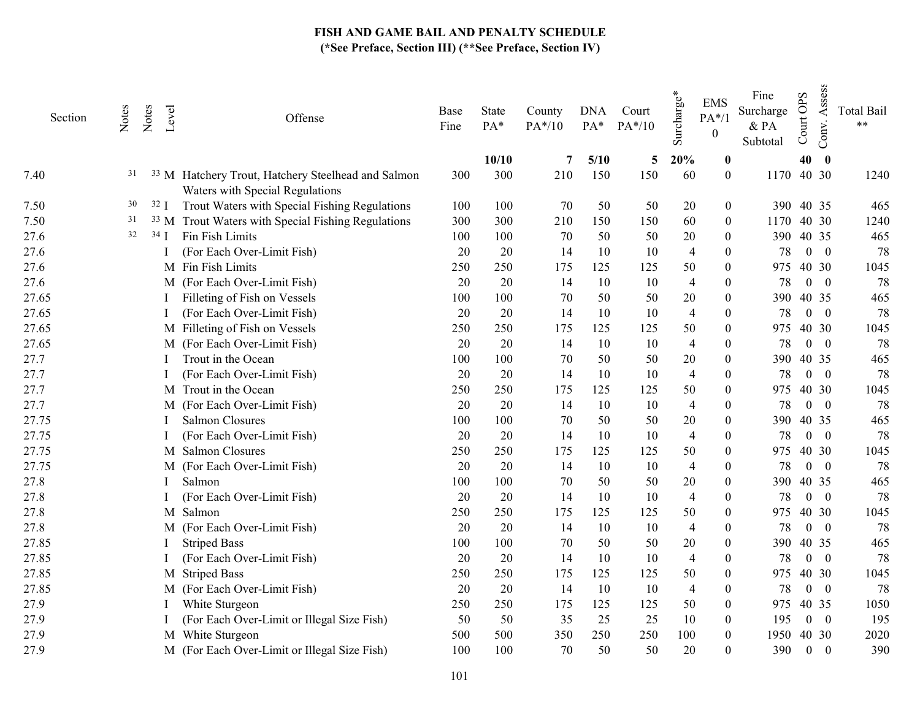# FISH AND GAME BAIL AND PENALTY SCHEDULE

**(*See Preface, Section III) (**See Preface, Section IV)**

| Section | Notes | Notes | Level | Offense | Base Fine | State PA* | County PA*/10 | DNA PA* | Court PA*/10 | Surcharge* | EMS PA*/10 | Fine Surcharge & PA Subtotal | Court OPS | Conv. Assess | Total Bail ** |
|---|---|---|---|---|---|---|---|---|---|---|---|---|---|---|---|
| | | | | | | **10/10** | **7** | **5/10** | **5** | **20%** | **0** | | **40** | **0** | |
| 7.40 | 31 | 33 | M | Hatchery Trout, Hatchery Steelhead and Salmon Waters with Special Regulations | 300 | 300 | 210 | 150 | 150 | 60 | 0 | 1170 | 40 | 30 | 1240 |
| 7.50 | 30 | 32 | I | Trout Waters with Special Fishing Regulations | 100 | 100 | 70 | 50 | 50 | 20 | 0 | 390 | 40 | 35 | 465 |
| 7.50 | 31 | 33 | M | Trout Waters with Special Fishing Regulations | 300 | 300 | 210 | 150 | 150 | 60 | 0 | 1170 | 40 | 30 | 1240 |
| 27.6 | 32 | 34 | I | Fin Fish Limits | 100 | 100 | 70 | 50 | 50 | 20 | 0 | 390 | 40 | 35 | 465 |
| 27.6 | | | I | (For Each Over-Limit Fish) | 20 | 20 | 14 | 10 | 10 | 4 | 0 | 78 | 0 | 0 | 78 |
| 27.6 | | | M | Fin Fish Limits | 250 | 250 | 175 | 125 | 125 | 50 | 0 | 975 | 40 | 30 | 1045 |
| 27.6 | | | M | (For Each Over-Limit Fish) | 20 | 20 | 14 | 10 | 10 | 4 | 0 | 78 | 0 | 0 | 78 |
| 27.65 | | | I | Filleting of Fish on Vessels | 100 | 100 | 70 | 50 | 50 | 20 | 0 | 390 | 40 | 35 | 465 |
| 27.65 | | | I | (For Each Over-Limit Fish) | 20 | 20 | 14 | 10 | 10 | 4 | 0 | 78 | 0 | 0 | 78 |
| 27.65 | | | M | Filleting of Fish on Vessels | 250 | 250 | 175 | 125 | 125 | 50 | 0 | 975 | 40 | 30 | 1045 |
| 27.65 | | | M | (For Each Over-Limit Fish) | 20 | 20 | 14 | 10 | 10 | 4 | 0 | 78 | 0 | 0 | 78 |
| 27.7 | | | I | Trout in the Ocean | 100 | 100 | 70 | 50 | 50 | 20 | 0 | 390 | 40 | 35 | 465 |
| 27.7 | | | I | (For Each Over-Limit Fish) | 20 | 20 | 14 | 10 | 10 | 4 | 0 | 78 | 0 | 0 | 78 |
| 27.7 | | | M | Trout in the Ocean | 250 | 250 | 175 | 125 | 125 | 50 | 0 | 975 | 40 | 30 | 1045 |
| 27.7 | | | M | (For Each Over-Limit Fish) | 20 | 20 | 14 | 10 | 10 | 4 | 0 | 78 | 0 | 0 | 78 |
| 27.75 | | | I | Salmon Closures | 100 | 100 | 70 | 50 | 50 | 20 | 0 | 390 | 40 | 35 | 465 |
| 27.75 | | | I | (For Each Over-Limit Fish) | 20 | 20 | 14 | 10 | 10 | 4 | 0 | 78 | 0 | 0 | 78 |
| 27.75 | | | M | Salmon Closures | 250 | 250 | 175 | 125 | 125 | 50 | 0 | 975 | 40 | 30 | 1045 |
| 27.75 | | | M | (For Each Over-Limit Fish) | 20 | 20 | 14 | 10 | 10 | 4 | 0 | 78 | 0 | 0 | 78 |
| 27.8 | | | I | Salmon | 100 | 100 | 70 | 50 | 50 | 20 | 0 | 390 | 40 | 35 | 465 |
| 27.8 | | | I | (For Each Over-Limit Fish) | 20 | 20 | 14 | 10 | 10 | 4 | 0 | 78 | 0 | 0 | 78 |
| 27.8 | | | M | Salmon | 250 | 250 | 175 | 125 | 125 | 50 | 0 | 975 | 40 | 30 | 1045 |
| 27.8 | | | M | (For Each Over-Limit Fish) | 20 | 20 | 14 | 10 | 10 | 4 | 0 | 78 | 0 | 0 | 78 |
| 27.85 | | | I | Striped Bass | 100 | 100 | 70 | 50 | 50 | 20 | 0 | 390 | 40 | 35 | 465 |
| 27.85 | | | I | (For Each Over-Limit Fish) | 20 | 20 | 14 | 10 | 10 | 4 | 0 | 78 | 0 | 0 | 78 |
| 27.85 | | | M | Striped Bass | 250 | 250 | 175 | 125 | 125 | 50 | 0 | 975 | 40 | 30 | 1045 |
| 27.85 | | | M | (For Each Over-Limit Fish) | 20 | 20 | 14 | 10 | 10 | 4 | 0 | 78 | 0 | 0 | 78 |
| 27.9 | | | I | White Sturgeon | 250 | 250 | 175 | 125 | 125 | 50 | 0 | 975 | 40 | 35 | 1050 |
| 27.9 | | | I | (For Each Over-Limit or Illegal Size Fish) | 50 | 50 | 35 | 25 | 25 | 10 | 0 | 195 | 0 | 0 | 195 |
| 27.9 | | | M | White Sturgeon | 500 | 500 | 350 | 250 | 250 | 100 | 0 | 1950 | 40 | 30 | 2020 |
| 27.9 | | | M | (For Each Over-Limit or Illegal Size Fish) | 100 | 100 | 70 | 50 | 50 | 20 | 0 | 390 | 0 | 0 | 390 |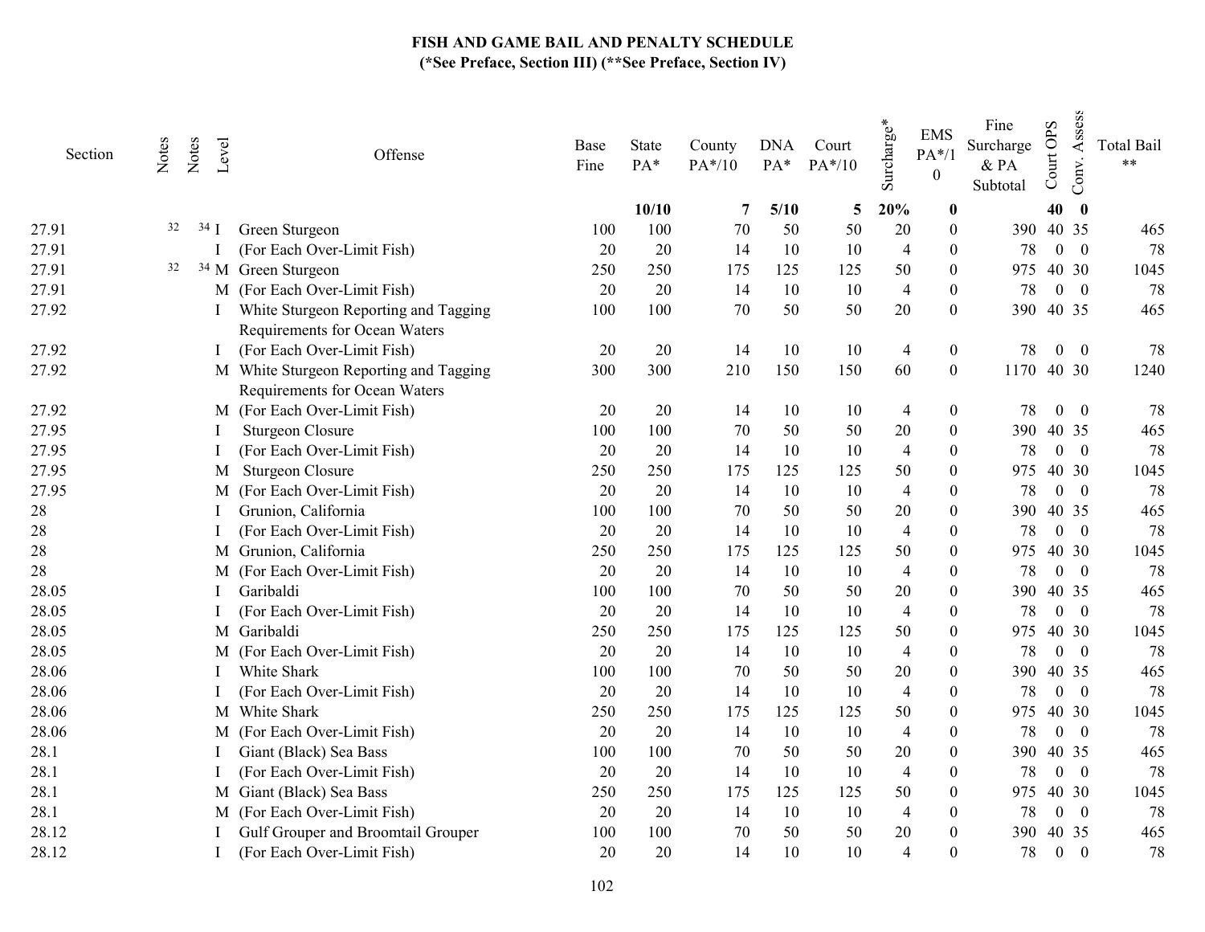**FISH AND GAME BAIL AND PENALTY SCHEDULE**
**(*See Preface, Section III) (**See Preface, Section IV)**

| Section | Notes | Notes | Level | Offense | Base Fine | State PA* | County PA*/10 | DNA PA* | Court PA*/10 | Surcharge* | EMS PA*/10 | Fine Surcharge & PA Subtotal | Court OPS | Conv. Assess | Total Bail ** |
|---|---|---|---|---|---|---|---|---|---|---|---|---|---|---|---|
| | | | | | | 10/10 | 7 | 5/10 | 5 | 20% | 0 | | 40 | 0 | |
| 27.91 | 32 | 34 | I | Green Sturgeon | 100 | 100 | 70 | 50 | 50 | 20 | 0 | 390 | 40 | 35 | 465 |
| 27.91 | | | I | (For Each Over-Limit Fish) | 20 | 20 | 14 | 10 | 10 | 4 | 0 | 78 | 0 | 0 | 78 |
| 27.91 | 32 | 34 | M | Green Sturgeon | 250 | 250 | 175 | 125 | 125 | 50 | 0 | 975 | 40 | 30 | 1045 |
| 27.91 | | | M | (For Each Over-Limit Fish) | 20 | 20 | 14 | 10 | 10 | 4 | 0 | 78 | 0 | 0 | 78 |
| 27.92 | | | I | White Sturgeon Reporting and Tagging Requirements for Ocean Waters | 100 | 100 | 70 | 50 | 50 | 20 | 0 | 390 | 40 | 35 | 465 |
| 27.92 | | | I | (For Each Over-Limit Fish) | 20 | 20 | 14 | 10 | 10 | 4 | 0 | 78 | 0 | 0 | 78 |
| 27.92 | | | M | White Sturgeon Reporting and Tagging Requirements for Ocean Waters | 300 | 300 | 210 | 150 | 150 | 60 | 0 | 1170 | 40 | 30 | 1240 |
| 27.92 | | | M | (For Each Over-Limit Fish) | 20 | 20 | 14 | 10 | 10 | 4 | 0 | 78 | 0 | 0 | 78 |
| 27.95 | | | I | Sturgeon Closure | 100 | 100 | 70 | 50 | 50 | 20 | 0 | 390 | 40 | 35 | 465 |
| 27.95 | | | I | (For Each Over-Limit Fish) | 20 | 20 | 14 | 10 | 10 | 4 | 0 | 78 | 0 | 0 | 78 |
| 27.95 | | | M | Sturgeon Closure | 250 | 250 | 175 | 125 | 125 | 50 | 0 | 975 | 40 | 30 | 1045 |
| 27.95 | | | M | (For Each Over-Limit Fish) | 20 | 20 | 14 | 10 | 10 | 4 | 0 | 78 | 0 | 0 | 78 |
| 28 | | | I | Grunion, California | 100 | 100 | 70 | 50 | 50 | 20 | 0 | 390 | 40 | 35 | 465 |
| 28 | | | I | (For Each Over-Limit Fish) | 20 | 20 | 14 | 10 | 10 | 4 | 0 | 78 | 0 | 0 | 78 |
| 28 | | | M | Grunion, California | 250 | 250 | 175 | 125 | 125 | 50 | 0 | 975 | 40 | 30 | 1045 |
| 28 | | | M | (For Each Over-Limit Fish) | 20 | 20 | 14 | 10 | 10 | 4 | 0 | 78 | 0 | 0 | 78 |
| 28.05 | | | I | Garibaldi | 100 | 100 | 70 | 50 | 50 | 20 | 0 | 390 | 40 | 35 | 465 |
| 28.05 | | | I | (For Each Over-Limit Fish) | 20 | 20 | 14 | 10 | 10 | 4 | 0 | 78 | 0 | 0 | 78 |
| 28.05 | | | M | Garibaldi | 250 | 250 | 175 | 125 | 125 | 50 | 0 | 975 | 40 | 30 | 1045 |
| 28.05 | | | M | (For Each Over-Limit Fish) | 20 | 20 | 14 | 10 | 10 | 4 | 0 | 78 | 0 | 0 | 78 |
| 28.06 | | | I | White Shark | 100 | 100 | 70 | 50 | 50 | 20 | 0 | 390 | 40 | 35 | 465 |
| 28.06 | | | I | (For Each Over-Limit Fish) | 20 | 20 | 14 | 10 | 10 | 4 | 0 | 78 | 0 | 0 | 78 |
| 28.06 | | | M | White Shark | 250 | 250 | 175 | 125 | 125 | 50 | 0 | 975 | 40 | 30 | 1045 |
| 28.06 | | | M | (For Each Over-Limit Fish) | 20 | 20 | 14 | 10 | 10 | 4 | 0 | 78 | 0 | 0 | 78 |
| 28.1 | | | I | Giant (Black) Sea Bass | 100 | 100 | 70 | 50 | 50 | 20 | 0 | 390 | 40 | 35 | 465 |
| 28.1 | | | I | (For Each Over-Limit Fish) | 20 | 20 | 14 | 10 | 10 | 4 | 0 | 78 | 0 | 0 | 78 |
| 28.1 | | | M | Giant (Black) Sea Bass | 250 | 250 | 175 | 125 | 125 | 50 | 0 | 975 | 40 | 30 | 1045 |
| 28.1 | | | M | (For Each Over-Limit Fish) | 20 | 20 | 14 | 10 | 10 | 4 | 0 | 78 | 0 | 0 | 78 |
| 28.12 | | | I | Gulf Grouper and Broomtail Grouper | 100 | 100 | 70 | 50 | 50 | 20 | 0 | 390 | 40 | 35 | 465 |
| 28.12 | | | I | (For Each Over-Limit Fish) | 20 | 20 | 14 | 10 | 10 | 4 | 0 | 78 | 0 | 0 | 78 |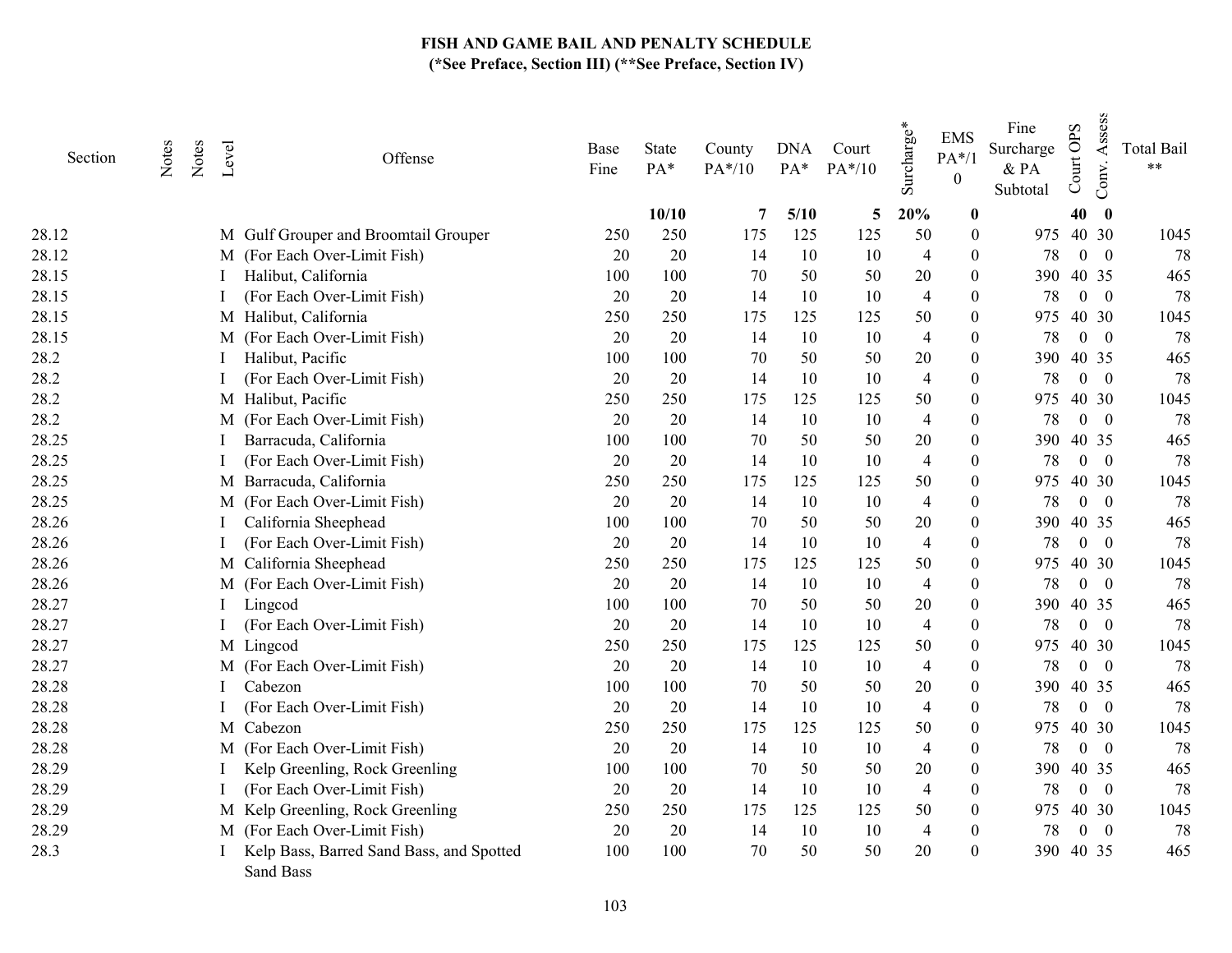# FISH AND GAME BAIL AND PENALTY SCHEDULE
**(*See Preface, Section III) (**See Preface, Section IV)**

| Section | Notes | Notes | Level | Offense | Base Fine | State PA* | County PA*/10 | DNA PA* | Court PA*/10 | Surcharge* | EMS PA*/10 | Fine Surcharge & PA Subtotal | Court OPS | Conv. Assess | Total Bail ** |
|---|---|---|---|---|---|---|---|---|---|---|---|---|---|---|---|
| | | | | | | **10/10** | **7** | **5/10** | **5** | **20%** | **0** | | **40** | **0** | |
| 28.12 | | | M | Gulf Grouper and Broomtail Grouper | 250 | 250 | 175 | 125 | 125 | 50 | 0 | 975 | 40 | 30 | 1045 |
| 28.12 | | | M | (For Each Over-Limit Fish) | 20 | 20 | 14 | 10 | 10 | 4 | 0 | 78 | 0 | 0 | 78 |
| 28.15 | | | I | Halibut, California | 100 | 100 | 70 | 50 | 50 | 20 | 0 | 390 | 40 | 35 | 465 |
| 28.15 | | | I | (For Each Over-Limit Fish) | 20 | 20 | 14 | 10 | 10 | 4 | 0 | 78 | 0 | 0 | 78 |
| 28.15 | | | M | Halibut, California | 250 | 250 | 175 | 125 | 125 | 50 | 0 | 975 | 40 | 30 | 1045 |
| 28.15 | | | M | (For Each Over-Limit Fish) | 20 | 20 | 14 | 10 | 10 | 4 | 0 | 78 | 0 | 0 | 78 |
| 28.2 | | | I | Halibut, Pacific | 100 | 100 | 70 | 50 | 50 | 20 | 0 | 390 | 40 | 35 | 465 |
| 28.2 | | | I | (For Each Over-Limit Fish) | 20 | 20 | 14 | 10 | 10 | 4 | 0 | 78 | 0 | 0 | 78 |
| 28.2 | | | M | Halibut, Pacific | 250 | 250 | 175 | 125 | 125 | 50 | 0 | 975 | 40 | 30 | 1045 |
| 28.2 | | | M | (For Each Over-Limit Fish) | 20 | 20 | 14 | 10 | 10 | 4 | 0 | 78 | 0 | 0 | 78 |
| 28.25 | | | I | Barracuda, California | 100 | 100 | 70 | 50 | 50 | 20 | 0 | 390 | 40 | 35 | 465 |
| 28.25 | | | I | (For Each Over-Limit Fish) | 20 | 20 | 14 | 10 | 10 | 4 | 0 | 78 | 0 | 0 | 78 |
| 28.25 | | | M | Barracuda, California | 250 | 250 | 175 | 125 | 125 | 50 | 0 | 975 | 40 | 30 | 1045 |
| 28.25 | | | M | (For Each Over-Limit Fish) | 20 | 20 | 14 | 10 | 10 | 4 | 0 | 78 | 0 | 0 | 78 |
| 28.26 | | | I | California Sheephead | 100 | 100 | 70 | 50 | 50 | 20 | 0 | 390 | 40 | 35 | 465 |
| 28.26 | | | I | (For Each Over-Limit Fish) | 20 | 20 | 14 | 10 | 10 | 4 | 0 | 78 | 0 | 0 | 78 |
| 28.26 | | | M | California Sheephead | 250 | 250 | 175 | 125 | 125 | 50 | 0 | 975 | 40 | 30 | 1045 |
| 28.26 | | | M | (For Each Over-Limit Fish) | 20 | 20 | 14 | 10 | 10 | 4 | 0 | 78 | 0 | 0 | 78 |
| 28.27 | | | I | Lingcod | 100 | 100 | 70 | 50 | 50 | 20 | 0 | 390 | 40 | 35 | 465 |
| 28.27 | | | I | (For Each Over-Limit Fish) | 20 | 20 | 14 | 10 | 10 | 4 | 0 | 78 | 0 | 0 | 78 |
| 28.27 | | | M | Lingcod | 250 | 250 | 175 | 125 | 125 | 50 | 0 | 975 | 40 | 30 | 1045 |
| 28.27 | | | M | (For Each Over-Limit Fish) | 20 | 20 | 14 | 10 | 10 | 4 | 0 | 78 | 0 | 0 | 78 |
| 28.28 | | | I | Cabezon | 100 | 100 | 70 | 50 | 50 | 20 | 0 | 390 | 40 | 35 | 465 |
| 28.28 | | | I | (For Each Over-Limit Fish) | 20 | 20 | 14 | 10 | 10 | 4 | 0 | 78 | 0 | 0 | 78 |
| 28.28 | | | M | Cabezon | 250 | 250 | 175 | 125 | 125 | 50 | 0 | 975 | 40 | 30 | 1045 |
| 28.28 | | | M | (For Each Over-Limit Fish) | 20 | 20 | 14 | 10 | 10 | 4 | 0 | 78 | 0 | 0 | 78 |
| 28.29 | | | I | Kelp Greenling, Rock Greenling | 100 | 100 | 70 | 50 | 50 | 20 | 0 | 390 | 40 | 35 | 465 |
| 28.29 | | | I | (For Each Over-Limit Fish) | 20 | 20 | 14 | 10 | 10 | 4 | 0 | 78 | 0 | 0 | 78 |
| 28.29 | | | M | Kelp Greenling, Rock Greenling | 250 | 250 | 175 | 125 | 125 | 50 | 0 | 975 | 40 | 30 | 1045 |
| 28.29 | | | M | (For Each Over-Limit Fish) | 20 | 20 | 14 | 10 | 10 | 4 | 0 | 78 | 0 | 0 | 78 |
| 28.3 | | | I | Kelp Bass, Barred Sand Bass, and Spotted Sand Bass | 100 | 100 | 70 | 50 | 50 | 20 | 0 | 390 | 40 | 35 | 465 |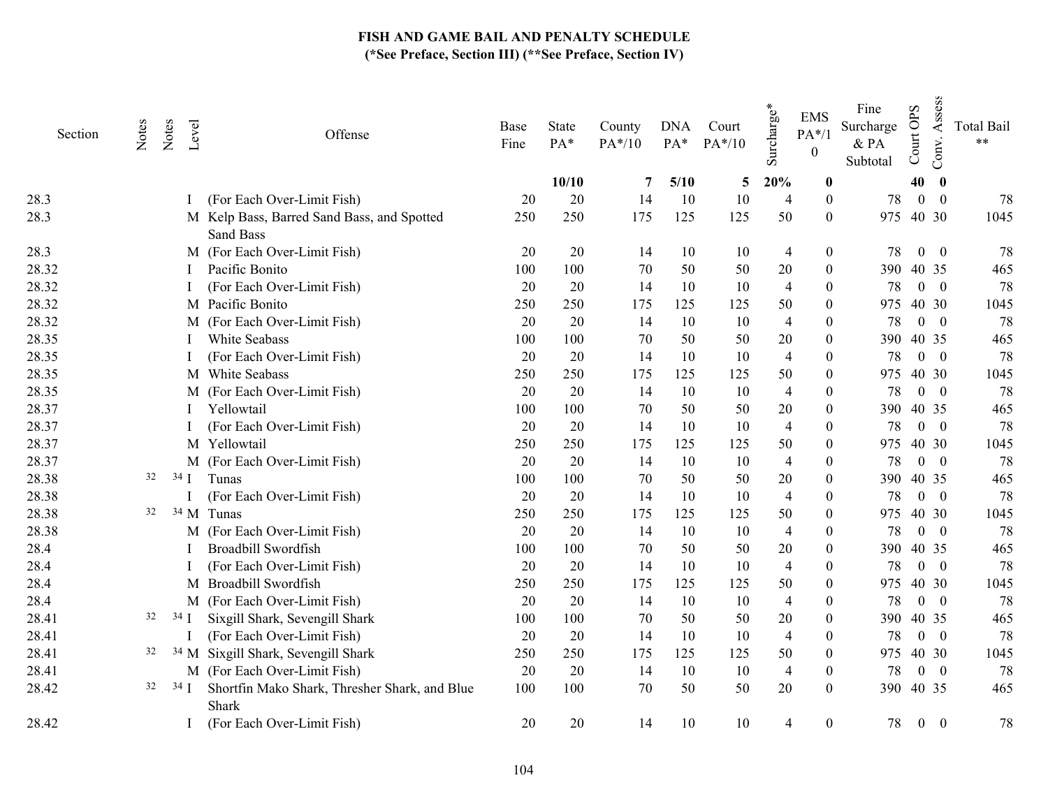# FISH AND GAME BAIL AND PENALTY SCHEDULE

**(*See Preface, Section III) (**See Preface, Section IV)**

| Section | Notes | Notes | Level | Offense | Base Fine | State PA* | County PA*/10 | DNA PA* | Court PA*/10 | Surcharge* | EMS PA*/10 | Fine Surcharge & PA Subtotal | Court OPS | Conv. Assess | Total Bail ** |
|---|---|---|---|---|---|---|---|---|---|---|---|---|---|---|---|
| | | | | | | **10/10** | **7** | **5/10** | **5** | **20%** | **0** | | **40** | **0** | |
| 28.3 | | | I | (For Each Over-Limit Fish) | 20 | 20 | 14 | 10 | 10 | 4 | 0 | 78 | 0 | 0 | 78 |
| 28.3 | | | M | Kelp Bass, Barred Sand Bass, and Spotted Sand Bass | 250 | 250 | 175 | 125 | 125 | 50 | 0 | 975 | 40 | 30 | 1045 |
| 28.3 | | | M | (For Each Over-Limit Fish) | 20 | 20 | 14 | 10 | 10 | 4 | 0 | 78 | 0 | 0 | 78 |
| 28.32 | | | I | Pacific Bonito | 100 | 100 | 70 | 50 | 50 | 20 | 0 | 390 | 40 | 35 | 465 |
| 28.32 | | | I | (For Each Over-Limit Fish) | 20 | 20 | 14 | 10 | 10 | 4 | 0 | 78 | 0 | 0 | 78 |
| 28.32 | | | M | Pacific Bonito | 250 | 250 | 175 | 125 | 125 | 50 | 0 | 975 | 40 | 30 | 1045 |
| 28.32 | | | M | (For Each Over-Limit Fish) | 20 | 20 | 14 | 10 | 10 | 4 | 0 | 78 | 0 | 0 | 78 |
| 28.35 | | | I | White Seabass | 100 | 100 | 70 | 50 | 50 | 20 | 0 | 390 | 40 | 35 | 465 |
| 28.35 | | | I | (For Each Over-Limit Fish) | 20 | 20 | 14 | 10 | 10 | 4 | 0 | 78 | 0 | 0 | 78 |
| 28.35 | | | M | White Seabass | 250 | 250 | 175 | 125 | 125 | 50 | 0 | 975 | 40 | 30 | 1045 |
| 28.35 | | | M | (For Each Over-Limit Fish) | 20 | 20 | 14 | 10 | 10 | 4 | 0 | 78 | 0 | 0 | 78 |
| 28.37 | | | I | Yellowtail | 100 | 100 | 70 | 50 | 50 | 20 | 0 | 390 | 40 | 35 | 465 |
| 28.37 | | | I | (For Each Over-Limit Fish) | 20 | 20 | 14 | 10 | 10 | 4 | 0 | 78 | 0 | 0 | 78 |
| 28.37 | | | M | Yellowtail | 250 | 250 | 175 | 125 | 125 | 50 | 0 | 975 | 40 | 30 | 1045 |
| 28.37 | | | M | (For Each Over-Limit Fish) | 20 | 20 | 14 | 10 | 10 | 4 | 0 | 78 | 0 | 0 | 78 |
| 28.38 | 32 | 34 | I | Tunas | 100 | 100 | 70 | 50 | 50 | 20 | 0 | 390 | 40 | 35 | 465 |
| 28.38 | | | I | (For Each Over-Limit Fish) | 20 | 20 | 14 | 10 | 10 | 4 | 0 | 78 | 0 | 0 | 78 |
| 28.38 | 32 | 34 | M | Tunas | 250 | 250 | 175 | 125 | 125 | 50 | 0 | 975 | 40 | 30 | 1045 |
| 28.38 | | | M | (For Each Over-Limit Fish) | 20 | 20 | 14 | 10 | 10 | 4 | 0 | 78 | 0 | 0 | 78 |
| 28.4 | | | I | Broadbill Swordfish | 100 | 100 | 70 | 50 | 50 | 20 | 0 | 390 | 40 | 35 | 465 |
| 28.4 | | | I | (For Each Over-Limit Fish) | 20 | 20 | 14 | 10 | 10 | 4 | 0 | 78 | 0 | 0 | 78 |
| 28.4 | | | M | Broadbill Swordfish | 250 | 250 | 175 | 125 | 125 | 50 | 0 | 975 | 40 | 30 | 1045 |
| 28.4 | | | M | (For Each Over-Limit Fish) | 20 | 20 | 14 | 10 | 10 | 4 | 0 | 78 | 0 | 0 | 78 |
| 28.41 | 32 | 34 | I | Sixgill Shark, Sevengill Shark | 100 | 100 | 70 | 50 | 50 | 20 | 0 | 390 | 40 | 35 | 465 |
| 28.41 | | | I | (For Each Over-Limit Fish) | 20 | 20 | 14 | 10 | 10 | 4 | 0 | 78 | 0 | 0 | 78 |
| 28.41 | 32 | 34 | M | Sixgill Shark, Sevengill Shark | 250 | 250 | 175 | 125 | 125 | 50 | 0 | 975 | 40 | 30 | 1045 |
| 28.41 | | | M | (For Each Over-Limit Fish) | 20 | 20 | 14 | 10 | 10 | 4 | 0 | 78 | 0 | 0 | 78 |
| 28.42 | 32 | 34 | I | Shortfin Mako Shark, Thresher Shark, and Blue Shark | 100 | 100 | 70 | 50 | 50 | 20 | 0 | 390 | 40 | 35 | 465 |
| 28.42 | | | I | (For Each Over-Limit Fish) | 20 | 20 | 14 | 10 | 10 | 4 | 0 | 78 | 0 | 0 | 78 |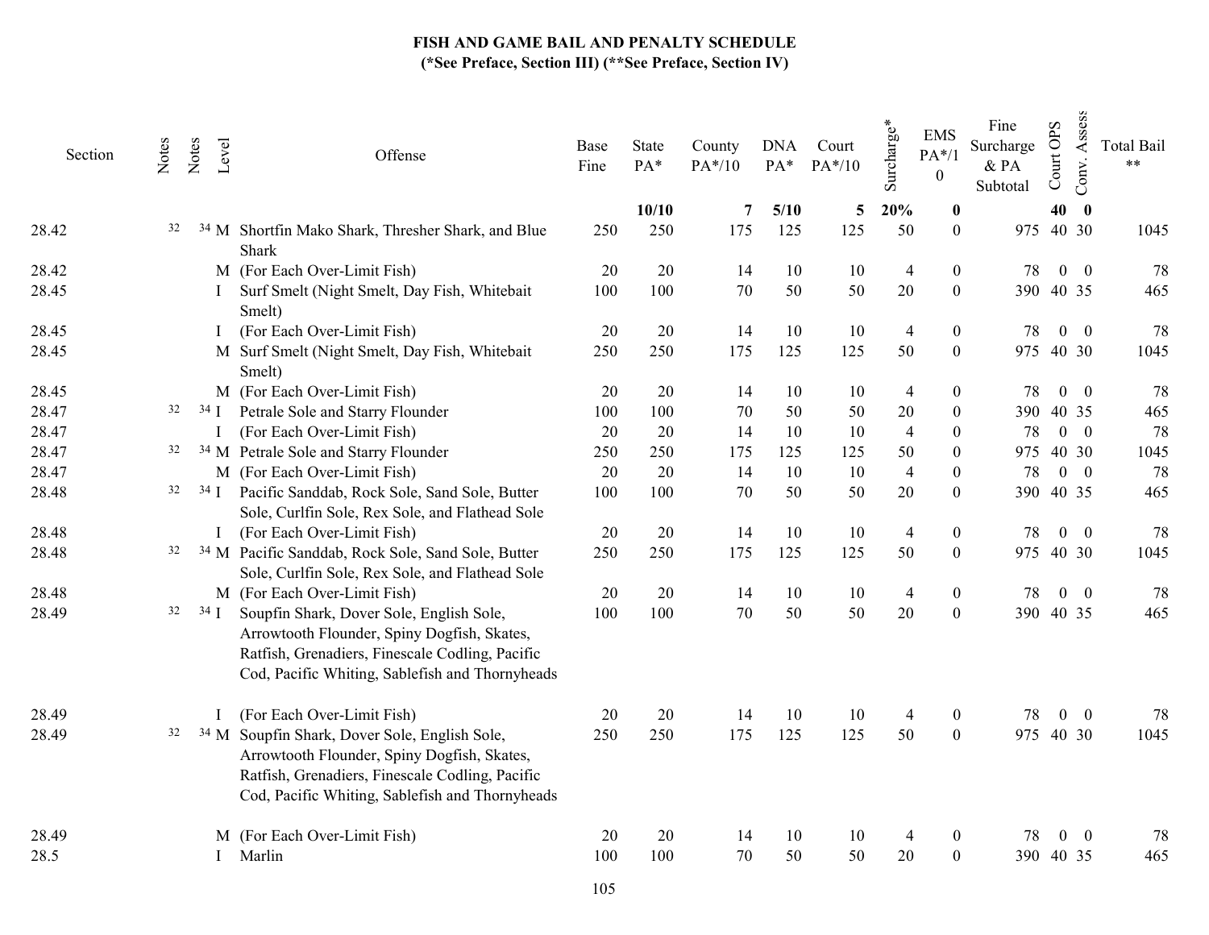# FISH AND GAME BAIL AND PENALTY SCHEDULE
## (*See Preface, Section III) (**See Preface, Section IV)

| Section | Notes | Notes | Level | Offense | Base Fine | State PA* | County PA*/10 | DNA PA* | Court PA*/10 | Surcharge* | EMS PA*/10 | Fine Surcharge & PA Subtotal | Court OPS | Conv. Assess | Total Bail ** |
|---|---|---|---|---|---|---|---|---|---|---|---|---|---|---|---|
| | | | | | | **10/10** | **7** | **5/10** | **5** | **20%** | **0** | | **40** | **0** | |
| 28.42 | 32 | 34 | M | Shortfin Mako Shark, Thresher Shark, and Blue Shark | 250 | 250 | 175 | 125 | 125 | 50 | 0 | 975 | 40 | 30 | 1045 |
| 28.42 | | | M | (For Each Over-Limit Fish) | 20 | 20 | 14 | 10 | 10 | 4 | 0 | 78 | 0 | 0 | 78 |
| 28.45 | | | I | Surf Smelt (Night Smelt, Day Fish, Whitebait Smelt) | 100 | 100 | 70 | 50 | 50 | 20 | 0 | 390 | 40 | 35 | 465 |
| 28.45 | | | I | (For Each Over-Limit Fish) | 20 | 20 | 14 | 10 | 10 | 4 | 0 | 78 | 0 | 0 | 78 |
| 28.45 | | | M | Surf Smelt (Night Smelt, Day Fish, Whitebait Smelt) | 250 | 250 | 175 | 125 | 125 | 50 | 0 | 975 | 40 | 30 | 1045 |
| 28.45 | | | M | (For Each Over-Limit Fish) | 20 | 20 | 14 | 10 | 10 | 4 | 0 | 78 | 0 | 0 | 78 |
| 28.47 | 32 | 34 | I | Petrale Sole and Starry Flounder | 100 | 100 | 70 | 50 | 50 | 20 | 0 | 390 | 40 | 35 | 465 |
| 28.47 | | | I | (For Each Over-Limit Fish) | 20 | 20 | 14 | 10 | 10 | 4 | 0 | 78 | 0 | 0 | 78 |
| 28.47 | 32 | 34 | M | Petrale Sole and Starry Flounder | 250 | 250 | 175 | 125 | 125 | 50 | 0 | 975 | 40 | 30 | 1045 |
| 28.47 | | | M | (For Each Over-Limit Fish) | 20 | 20 | 14 | 10 | 10 | 4 | 0 | 78 | 0 | 0 | 78 |
| 28.48 | 32 | 34 | I | Pacific Sanddab, Rock Sole, Sand Sole, Butter Sole, Curlfin Sole, Rex Sole, and Flathead Sole | 100 | 100 | 70 | 50 | 50 | 20 | 0 | 390 | 40 | 35 | 465 |
| 28.48 | | | I | (For Each Over-Limit Fish) | 20 | 20 | 14 | 10 | 10 | 4 | 0 | 78 | 0 | 0 | 78 |
| 28.48 | 32 | 34 | M | Pacific Sanddab, Rock Sole, Sand Sole, Butter Sole, Curlfin Sole, Rex Sole, and Flathead Sole | 250 | 250 | 175 | 125 | 125 | 50 | 0 | 975 | 40 | 30 | 1045 |
| 28.48 | | | M | (For Each Over-Limit Fish) | 20 | 20 | 14 | 10 | 10 | 4 | 0 | 78 | 0 | 0 | 78 |
| 28.49 | 32 | 34 | I | Soupfin Shark, Dover Sole, English Sole, Arrowtooth Flounder, Spiny Dogfish, Skates, Ratfish, Grenadiers, Finescale Codling, Pacific Cod, Pacific Whiting, Sablefish and Thornyheads | 100 | 100 | 70 | 50 | 50 | 20 | 0 | 390 | 40 | 35 | 465 |
| 28.49 | | | I | (For Each Over-Limit Fish) | 20 | 20 | 14 | 10 | 10 | 4 | 0 | 78 | 0 | 0 | 78 |
| 28.49 | 32 | 34 | M | Soupfin Shark, Dover Sole, English Sole, Arrowtooth Flounder, Spiny Dogfish, Skates, Ratfish, Grenadiers, Finescale Codling, Pacific Cod, Pacific Whiting, Sablefish and Thornyheads | 250 | 250 | 175 | 125 | 125 | 50 | 0 | 975 | 40 | 30 | 1045 |
| 28.49 | | | M | (For Each Over-Limit Fish) | 20 | 20 | 14 | 10 | 10 | 4 | 0 | 78 | 0 | 0 | 78 |
| 28.5 | | | I | Marlin | 100 | 100 | 70 | 50 | 50 | 20 | 0 | 390 | 40 | 35 | 465 |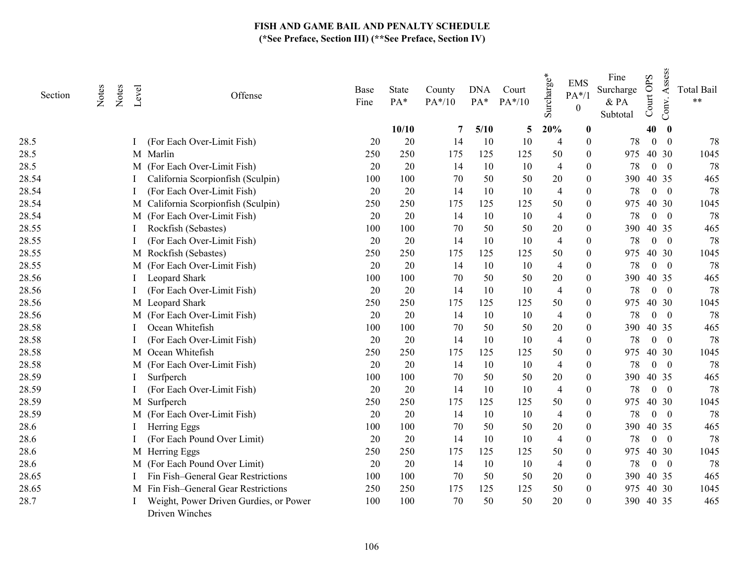# FISH AND GAME BAIL AND PENALTY SCHEDULE

**(*See Preface, Section III) (**See Preface, Section IV)**

| Section | Notes | Notes | Level | Offense | Base Fine | State PA* | County PA*/10 | DNA PA* | Court PA*/10 | Surcharge* | EMS PA*/10 | Fine Surcharge & PA Subtotal | Court OPS | Conv. Assess | Total Bail ** |
|---|---|---|---|---|---|---|---|---|---|---|---|---|---|---|---|
| | | | | | | **10/10** | **7** | **5/10** | **5** | **20%** | **0** | | **40** | **0** | |
| 28.5 | | | I | (For Each Over-Limit Fish) | 20 | 20 | 14 | 10 | 10 | 4 | 0 | 78 | 0 | 0 | 78 |
| 28.5 | | | M | Marlin | 250 | 250 | 175 | 125 | 125 | 50 | 0 | 975 | 40 | 30 | 1045 |
| 28.5 | | | M | (For Each Over-Limit Fish) | 20 | 20 | 14 | 10 | 10 | 4 | 0 | 78 | 0 | 0 | 78 |
| 28.54 | | | I | California Scorpionfish (Sculpin) | 100 | 100 | 70 | 50 | 50 | 20 | 0 | 390 | 40 | 35 | 465 |
| 28.54 | | | I | (For Each Over-Limit Fish) | 20 | 20 | 14 | 10 | 10 | 4 | 0 | 78 | 0 | 0 | 78 |
| 28.54 | | | M | California Scorpionfish (Sculpin) | 250 | 250 | 175 | 125 | 125 | 50 | 0 | 975 | 40 | 30 | 1045 |
| 28.54 | | | M | (For Each Over-Limit Fish) | 20 | 20 | 14 | 10 | 10 | 4 | 0 | 78 | 0 | 0 | 78 |
| 28.55 | | | I | Rockfish (Sebastes) | 100 | 100 | 70 | 50 | 50 | 20 | 0 | 390 | 40 | 35 | 465 |
| 28.55 | | | I | (For Each Over-Limit Fish) | 20 | 20 | 14 | 10 | 10 | 4 | 0 | 78 | 0 | 0 | 78 |
| 28.55 | | | M | Rockfish (Sebastes) | 250 | 250 | 175 | 125 | 125 | 50 | 0 | 975 | 40 | 30 | 1045 |
| 28.55 | | | M | (For Each Over-Limit Fish) | 20 | 20 | 14 | 10 | 10 | 4 | 0 | 78 | 0 | 0 | 78 |
| 28.56 | | | I | Leopard Shark | 100 | 100 | 70 | 50 | 50 | 20 | 0 | 390 | 40 | 35 | 465 |
| 28.56 | | | I | (For Each Over-Limit Fish) | 20 | 20 | 14 | 10 | 10 | 4 | 0 | 78 | 0 | 0 | 78 |
| 28.56 | | | M | Leopard Shark | 250 | 250 | 175 | 125 | 125 | 50 | 0 | 975 | 40 | 30 | 1045 |
| 28.56 | | | M | (For Each Over-Limit Fish) | 20 | 20 | 14 | 10 | 10 | 4 | 0 | 78 | 0 | 0 | 78 |
| 28.58 | | | I | Ocean Whitefish | 100 | 100 | 70 | 50 | 50 | 20 | 0 | 390 | 40 | 35 | 465 |
| 28.58 | | | I | (For Each Over-Limit Fish) | 20 | 20 | 14 | 10 | 10 | 4 | 0 | 78 | 0 | 0 | 78 |
| 28.58 | | | M | Ocean Whitefish | 250 | 250 | 175 | 125 | 125 | 50 | 0 | 975 | 40 | 30 | 1045 |
| 28.58 | | | M | (For Each Over-Limit Fish) | 20 | 20 | 14 | 10 | 10 | 4 | 0 | 78 | 0 | 0 | 78 |
| 28.59 | | | I | Surfperch | 100 | 100 | 70 | 50 | 50 | 20 | 0 | 390 | 40 | 35 | 465 |
| 28.59 | | | I | (For Each Over-Limit Fish) | 20 | 20 | 14 | 10 | 10 | 4 | 0 | 78 | 0 | 0 | 78 |
| 28.59 | | | M | Surfperch | 250 | 250 | 175 | 125 | 125 | 50 | 0 | 975 | 40 | 30 | 1045 |
| 28.59 | | | M | (For Each Over-Limit Fish) | 20 | 20 | 14 | 10 | 10 | 4 | 0 | 78 | 0 | 0 | 78 |
| 28.6 | | | I | Herring Eggs | 100 | 100 | 70 | 50 | 50 | 20 | 0 | 390 | 40 | 35 | 465 |
| 28.6 | | | I | (For Each Pound Over Limit) | 20 | 20 | 14 | 10 | 10 | 4 | 0 | 78 | 0 | 0 | 78 |
| 28.6 | | | M | Herring Eggs | 250 | 250 | 175 | 125 | 125 | 50 | 0 | 975 | 40 | 30 | 1045 |
| 28.6 | | | M | (For Each Pound Over Limit) | 20 | 20 | 14 | 10 | 10 | 4 | 0 | 78 | 0 | 0 | 78 |
| 28.65 | | | I | Fin Fish–General Gear Restrictions | 100 | 100 | 70 | 50 | 50 | 20 | 0 | 390 | 40 | 35 | 465 |
| 28.65 | | | M | Fin Fish–General Gear Restrictions | 250 | 250 | 175 | 125 | 125 | 50 | 0 | 975 | 40 | 30 | 1045 |
| 28.7 | | | I | Weight, Power Driven Gurdies, or Power Driven Winches | 100 | 100 | 70 | 50 | 50 | 20 | 0 | 390 | 40 | 35 | 465 |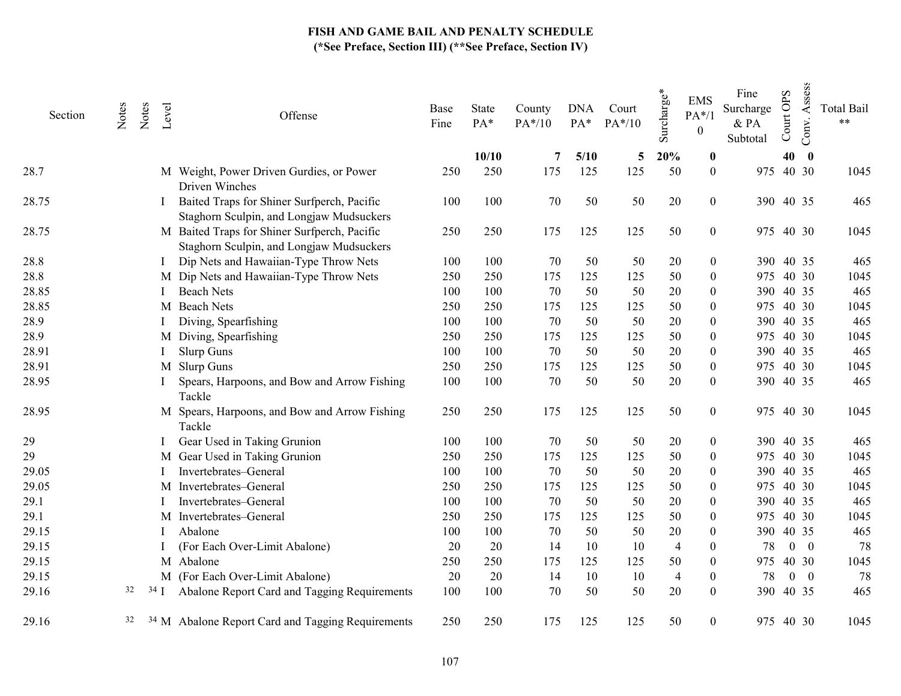# FISH AND GAME BAIL AND PENALTY SCHEDULE

**(*See Preface, Section III) (**See Preface, Section IV)**

| Section | Notes | Notes | Level | Offense | Base Fine | State PA* | County PA*/10 | DNA PA* | Court PA*/10 | Surcharge* | EMS PA*/10 | Fine Surcharge & PA Subtotal | Court OPS | Conv. Assess | Total Bail ** |
|---|---|---|---|---|---|---|---|---|---|---|---|---|---|---|---|
| | | | | | | **10/10** | **7** | **5/10** | **5** | **20%** | **0** | | **40** | **0** | |
| 28.7 | | | M | Weight, Power Driven Gurdies, or Power Driven Winches | 250 | 250 | 175 | 125 | 125 | 50 | 0 | 975 | 40 | 30 | 1045 |
| 28.75 | | | I | Baited Traps for Shiner Surfperch, Pacific Staghorn Sculpin, and Longjaw Mudsuckers | 100 | 100 | 70 | 50 | 50 | 20 | 0 | 390 | 40 | 35 | 465 |
| 28.75 | | | M | Baited Traps for Shiner Surfperch, Pacific Staghorn Sculpin, and Longjaw Mudsuckers | 250 | 250 | 175 | 125 | 125 | 50 | 0 | 975 | 40 | 30 | 1045 |
| 28.8 | | | I | Dip Nets and Hawaiian-Type Throw Nets | 100 | 100 | 70 | 50 | 50 | 20 | 0 | 390 | 40 | 35 | 465 |
| 28.8 | | | M | Dip Nets and Hawaiian-Type Throw Nets | 250 | 250 | 175 | 125 | 125 | 50 | 0 | 975 | 40 | 30 | 1045 |
| 28.85 | | | I | Beach Nets | 100 | 100 | 70 | 50 | 50 | 20 | 0 | 390 | 40 | 35 | 465 |
| 28.85 | | | M | Beach Nets | 250 | 250 | 175 | 125 | 125 | 50 | 0 | 975 | 40 | 30 | 1045 |
| 28.9 | | | I | Diving, Spearfishing | 100 | 100 | 70 | 50 | 50 | 20 | 0 | 390 | 40 | 35 | 465 |
| 28.9 | | | M | Diving, Spearfishing | 250 | 250 | 175 | 125 | 125 | 50 | 0 | 975 | 40 | 30 | 1045 |
| 28.91 | | | I | Slurp Guns | 100 | 100 | 70 | 50 | 50 | 20 | 0 | 390 | 40 | 35 | 465 |
| 28.91 | | | M | Slurp Guns | 250 | 250 | 175 | 125 | 125 | 50 | 0 | 975 | 40 | 30 | 1045 |
| 28.95 | | | I | Spears, Harpoons, and Bow and Arrow Fishing Tackle | 100 | 100 | 70 | 50 | 50 | 20 | 0 | 390 | 40 | 35 | 465 |
| 28.95 | | | M | Spears, Harpoons, and Bow and Arrow Fishing Tackle | 250 | 250 | 175 | 125 | 125 | 50 | 0 | 975 | 40 | 30 | 1045 |
| 29 | | | I | Gear Used in Taking Grunion | 100 | 100 | 70 | 50 | 50 | 20 | 0 | 390 | 40 | 35 | 465 |
| 29 | | | M | Gear Used in Taking Grunion | 250 | 250 | 175 | 125 | 125 | 50 | 0 | 975 | 40 | 30 | 1045 |
| 29.05 | | | I | Invertebrates–General | 100 | 100 | 70 | 50 | 50 | 20 | 0 | 390 | 40 | 35 | 465 |
| 29.05 | | | M | Invertebrates–General | 250 | 250 | 175 | 125 | 125 | 50 | 0 | 975 | 40 | 30 | 1045 |
| 29.1 | | | I | Invertebrates–General | 100 | 100 | 70 | 50 | 50 | 20 | 0 | 390 | 40 | 35 | 465 |
| 29.1 | | | M | Invertebrates–General | 250 | 250 | 175 | 125 | 125 | 50 | 0 | 975 | 40 | 30 | 1045 |
| 29.15 | | | I | Abalone | 100 | 100 | 70 | 50 | 50 | 20 | 0 | 390 | 40 | 35 | 465 |
| 29.15 | | | I | (For Each Over-Limit Abalone) | 20 | 20 | 14 | 10 | 10 | 4 | 0 | 78 | 0 | 0 | 78 |
| 29.15 | | | M | Abalone | 250 | 250 | 175 | 125 | 125 | 50 | 0 | 975 | 40 | 30 | 1045 |
| 29.15 | | | M | (For Each Over-Limit Abalone) | 20 | 20 | 14 | 10 | 10 | 4 | 0 | 78 | 0 | 0 | 78 |
| 29.16 | 32 | 34 | I | Abalone Report Card and Tagging Requirements | 100 | 100 | 70 | 50 | 50 | 20 | 0 | 390 | 40 | 35 | 465 |
| 29.16 | 32 | 34 | M | Abalone Report Card and Tagging Requirements | 250 | 250 | 175 | 125 | 125 | 50 | 0 | 975 | 40 | 30 | 1045 |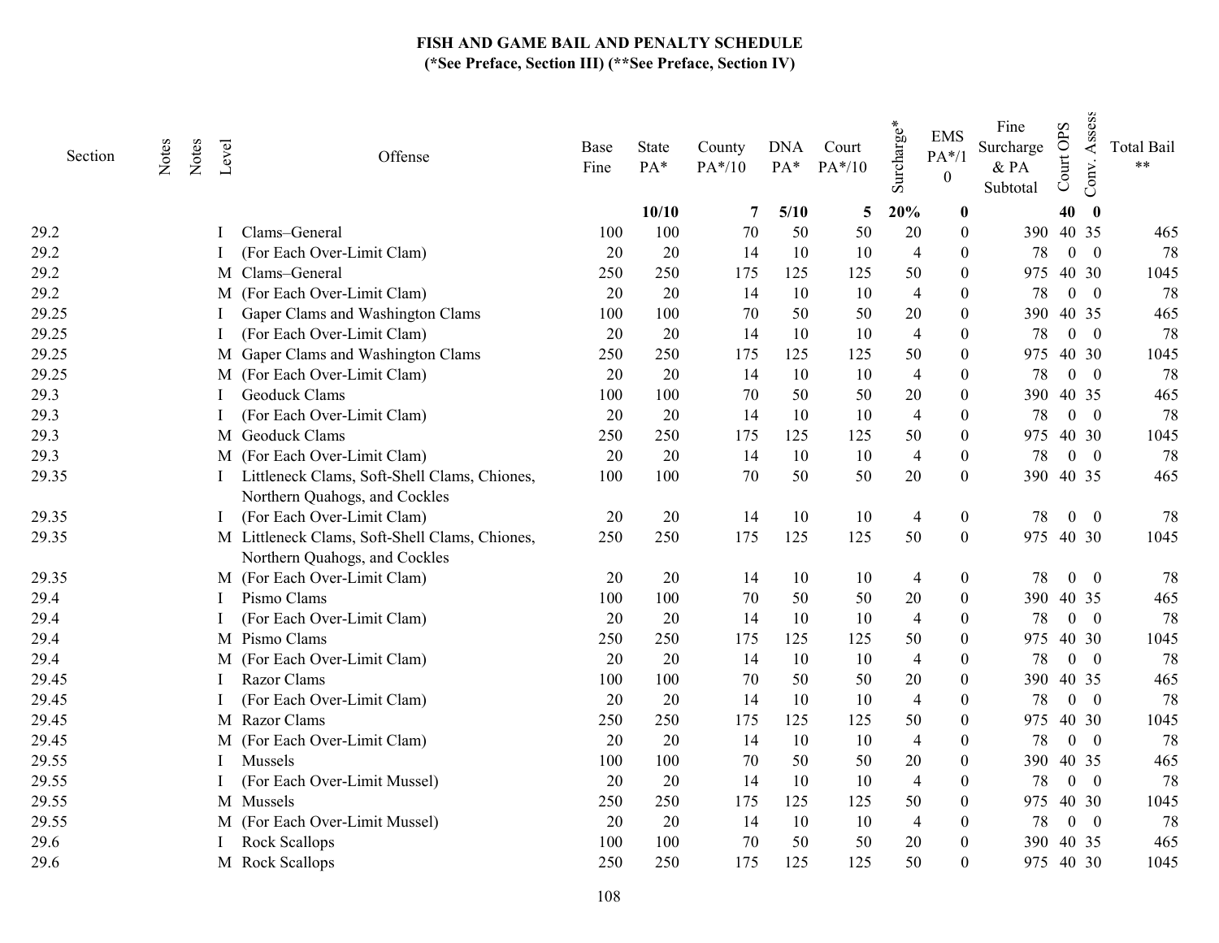# FISH AND GAME BAIL AND PENALTY SCHEDULE

**(*See Preface, Section III) (**See Preface, Section IV)**

| Section | Notes | Notes | Level | Offense | Base Fine | State PA* | County PA*/10 | DNA PA* | Court PA*/10 | Surcharge* | EMS PA*/10 | Fine Surcharge & PA Subtotal | Court OPS | Conv. Assess | Total Bail ** |
|---|---|---|---|---|---|---|---|---|---|---|---|---|---|---|---|
| | | | | | | **10/10** | **7** | **5/10** | **5** | **20%** | **0** | | **40** | **0** | |
| 29.2 | | | I | Clams–General | 100 | 100 | 70 | 50 | 50 | 20 | 0 | 390 | 40 | 35 | 465 |
| 29.2 | | | I | (For Each Over-Limit Clam) | 20 | 20 | 14 | 10 | 10 | 4 | 0 | 78 | 0 | 0 | 78 |
| 29.2 | | | M | Clams–General | 250 | 250 | 175 | 125 | 125 | 50 | 0 | 975 | 40 | 30 | 1045 |
| 29.2 | | | M | (For Each Over-Limit Clam) | 20 | 20 | 14 | 10 | 10 | 4 | 0 | 78 | 0 | 0 | 78 |
| 29.25 | | | I | Gaper Clams and Washington Clams | 100 | 100 | 70 | 50 | 50 | 20 | 0 | 390 | 40 | 35 | 465 |
| 29.25 | | | I | (For Each Over-Limit Clam) | 20 | 20 | 14 | 10 | 10 | 4 | 0 | 78 | 0 | 0 | 78 |
| 29.25 | | | M | Gaper Clams and Washington Clams | 250 | 250 | 175 | 125 | 125 | 50 | 0 | 975 | 40 | 30 | 1045 |
| 29.25 | | | M | (For Each Over-Limit Clam) | 20 | 20 | 14 | 10 | 10 | 4 | 0 | 78 | 0 | 0 | 78 |
| 29.3 | | | I | Geoduck Clams | 100 | 100 | 70 | 50 | 50 | 20 | 0 | 390 | 40 | 35 | 465 |
| 29.3 | | | I | (For Each Over-Limit Clam) | 20 | 20 | 14 | 10 | 10 | 4 | 0 | 78 | 0 | 0 | 78 |
| 29.3 | | | M | Geoduck Clams | 250 | 250 | 175 | 125 | 125 | 50 | 0 | 975 | 40 | 30 | 1045 |
| 29.3 | | | M | (For Each Over-Limit Clam) | 20 | 20 | 14 | 10 | 10 | 4 | 0 | 78 | 0 | 0 | 78 |
| 29.35 | | | I | Littleneck Clams, Soft-Shell Clams, Chiones, Northern Quahogs, and Cockles | 100 | 100 | 70 | 50 | 50 | 20 | 0 | 390 | 40 | 35 | 465 |
| 29.35 | | | I | (For Each Over-Limit Clam) | 20 | 20 | 14 | 10 | 10 | 4 | 0 | 78 | 0 | 0 | 78 |
| 29.35 | | | M | Littleneck Clams, Soft-Shell Clams, Chiones, Northern Quahogs, and Cockles | 250 | 250 | 175 | 125 | 125 | 50 | 0 | 975 | 40 | 30 | 1045 |
| 29.35 | | | M | (For Each Over-Limit Clam) | 20 | 20 | 14 | 10 | 10 | 4 | 0 | 78 | 0 | 0 | 78 |
| 29.4 | | | I | Pismo Clams | 100 | 100 | 70 | 50 | 50 | 20 | 0 | 390 | 40 | 35 | 465 |
| 29.4 | | | I | (For Each Over-Limit Clam) | 20 | 20 | 14 | 10 | 10 | 4 | 0 | 78 | 0 | 0 | 78 |
| 29.4 | | | M | Pismo Clams | 250 | 250 | 175 | 125 | 125 | 50 | 0 | 975 | 40 | 30 | 1045 |
| 29.4 | | | M | (For Each Over-Limit Clam) | 20 | 20 | 14 | 10 | 10 | 4 | 0 | 78 | 0 | 0 | 78 |
| 29.45 | | | I | Razor Clams | 100 | 100 | 70 | 50 | 50 | 20 | 0 | 390 | 40 | 35 | 465 |
| 29.45 | | | I | (For Each Over-Limit Clam) | 20 | 20 | 14 | 10 | 10 | 4 | 0 | 78 | 0 | 0 | 78 |
| 29.45 | | | M | Razor Clams | 250 | 250 | 175 | 125 | 125 | 50 | 0 | 975 | 40 | 30 | 1045 |
| 29.45 | | | M | (For Each Over-Limit Clam) | 20 | 20 | 14 | 10 | 10 | 4 | 0 | 78 | 0 | 0 | 78 |
| 29.55 | | | I | Mussels | 100 | 100 | 70 | 50 | 50 | 20 | 0 | 390 | 40 | 35 | 465 |
| 29.55 | | | I | (For Each Over-Limit Mussel) | 20 | 20 | 14 | 10 | 10 | 4 | 0 | 78 | 0 | 0 | 78 |
| 29.55 | | | M | Mussels | 250 | 250 | 175 | 125 | 125 | 50 | 0 | 975 | 40 | 30 | 1045 |
| 29.55 | | | M | (For Each Over-Limit Mussel) | 20 | 20 | 14 | 10 | 10 | 4 | 0 | 78 | 0 | 0 | 78 |
| 29.6 | | | I | Rock Scallops | 100 | 100 | 70 | 50 | 50 | 20 | 0 | 390 | 40 | 35 | 465 |
| 29.6 | | | M | Rock Scallops | 250 | 250 | 175 | 125 | 125 | 50 | 0 | 975 | 40 | 30 | 1045 |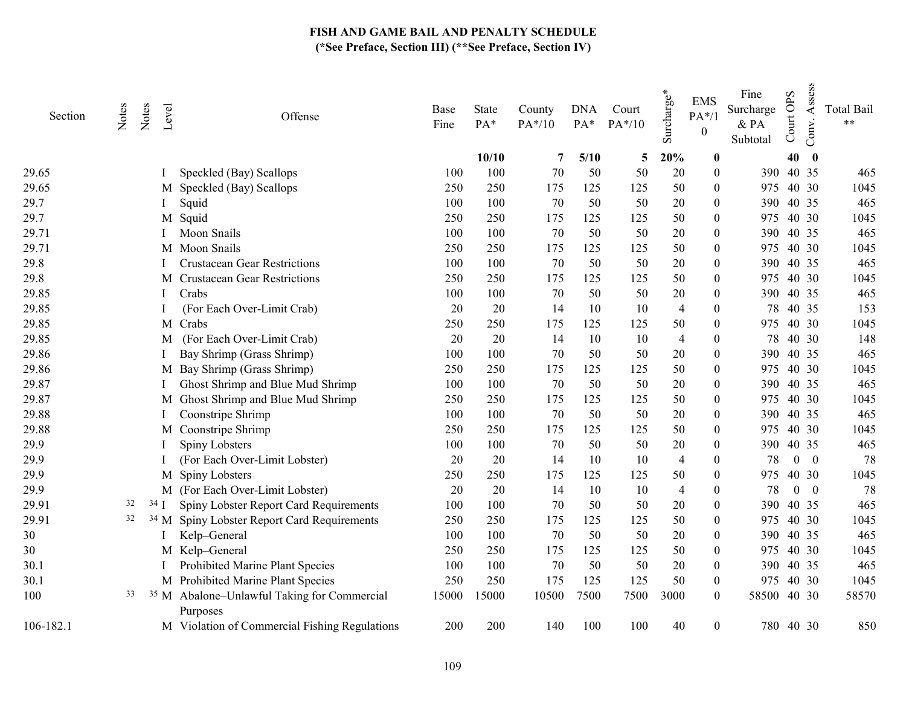# FISH AND GAME BAIL AND PENALTY SCHEDULE

**(*See Preface, Section III) (**See Preface, Section IV)**

| Section | Notes | Notes | Level | Offense | Base Fine | State PA* | County PA*/10 | DNA PA* | Court PA*/10 | Surcharge* | EMS PA*/10 | Fine Surcharge & PA Subtotal | Court OPS | Conv. Assess | Total Bail ** |
|---|---|---|---|---|---|---|---|---|---|---|---|---|---|---|---|
| | | | | | | **10/10** | **7** | **5/10** | **5** | **20%** | **0** | | **40** | **0** | |
| 29.65 | | | I | Speckled (Bay) Scallops | 100 | 100 | 70 | 50 | 50 | 20 | 0 | 390 | 40 | 35 | 465 |
| 29.65 | | | M | Speckled (Bay) Scallops | 250 | 250 | 175 | 125 | 125 | 50 | 0 | 975 | 40 | 30 | 1045 |
| 29.7 | | | I | Squid | 100 | 100 | 70 | 50 | 50 | 20 | 0 | 390 | 40 | 35 | 465 |
| 29.7 | | | M | Squid | 250 | 250 | 175 | 125 | 125 | 50 | 0 | 975 | 40 | 30 | 1045 |
| 29.71 | | | I | Moon Snails | 100 | 100 | 70 | 50 | 50 | 20 | 0 | 390 | 40 | 35 | 465 |
| 29.71 | | | M | Moon Snails | 250 | 250 | 175 | 125 | 125 | 50 | 0 | 975 | 40 | 30 | 1045 |
| 29.8 | | | I | Crustacean Gear Restrictions | 100 | 100 | 70 | 50 | 50 | 20 | 0 | 390 | 40 | 35 | 465 |
| 29.8 | | | M | Crustacean Gear Restrictions | 250 | 250 | 175 | 125 | 125 | 50 | 0 | 975 | 40 | 30 | 1045 |
| 29.85 | | | I | Crabs | 100 | 100 | 70 | 50 | 50 | 20 | 0 | 390 | 40 | 35 | 465 |
| 29.85 | | | I | (For Each Over-Limit Crab) | 20 | 20 | 14 | 10 | 10 | 4 | 0 | 78 | 40 | 35 | 153 |
| 29.85 | | | M | Crabs | 250 | 250 | 175 | 125 | 125 | 50 | 0 | 975 | 40 | 30 | 1045 |
| 29.85 | | | M | (For Each Over-Limit Crab) | 20 | 20 | 14 | 10 | 10 | 4 | 0 | 78 | 40 | 30 | 148 |
| 29.86 | | | I | Bay Shrimp (Grass Shrimp) | 100 | 100 | 70 | 50 | 50 | 20 | 0 | 390 | 40 | 35 | 465 |
| 29.86 | | | M | Bay Shrimp (Grass Shrimp) | 250 | 250 | 175 | 125 | 125 | 50 | 0 | 975 | 40 | 30 | 1045 |
| 29.87 | | | I | Ghost Shrimp and Blue Mud Shrimp | 100 | 100 | 70 | 50 | 50 | 20 | 0 | 390 | 40 | 35 | 465 |
| 29.87 | | | M | Ghost Shrimp and Blue Mud Shrimp | 250 | 250 | 175 | 125 | 125 | 50 | 0 | 975 | 40 | 30 | 1045 |
| 29.88 | | | I | Coonstripe Shrimp | 100 | 100 | 70 | 50 | 50 | 20 | 0 | 390 | 40 | 35 | 465 |
| 29.88 | | | M | Coonstripe Shrimp | 250 | 250 | 175 | 125 | 125 | 50 | 0 | 975 | 40 | 30 | 1045 |
| 29.9 | | | I | Spiny Lobsters | 100 | 100 | 70 | 50 | 50 | 20 | 0 | 390 | 40 | 35 | 465 |
| 29.9 | | | I | (For Each Over-Limit Lobster) | 20 | 20 | 14 | 10 | 10 | 4 | 0 | 78 | 0 | 0 | 78 |
| 29.9 | | | M | Spiny Lobsters | 250 | 250 | 175 | 125 | 125 | 50 | 0 | 975 | 40 | 30 | 1045 |
| 29.9 | | | M | (For Each Over-Limit Lobster) | 20 | 20 | 14 | 10 | 10 | 4 | 0 | 78 | 0 | 0 | 78 |
| 29.91 | 32 | 34 | I | Spiny Lobster Report Card Requirements | 100 | 100 | 70 | 50 | 50 | 20 | 0 | 390 | 40 | 35 | 465 |
| 29.91 | 32 | 34 | M | Spiny Lobster Report Card Requirements | 250 | 250 | 175 | 125 | 125 | 50 | 0 | 975 | 40 | 30 | 1045 |
| 30 | | | I | Kelp–General | 100 | 100 | 70 | 50 | 50 | 20 | 0 | 390 | 40 | 35 | 465 |
| 30 | | | M | Kelp–General | 250 | 250 | 175 | 125 | 125 | 50 | 0 | 975 | 40 | 30 | 1045 |
| 30.1 | | | I | Prohibited Marine Plant Species | 100 | 100 | 70 | 50 | 50 | 20 | 0 | 390 | 40 | 35 | 465 |
| 30.1 | | | M | Prohibited Marine Plant Species | 250 | 250 | 175 | 125 | 125 | 50 | 0 | 975 | 40 | 30 | 1045 |
| 100 | 33 | 35 | M | Abalone–Unlawful Taking for Commercial Purposes | 15000 | 15000 | 10500 | 7500 | 7500 | 3000 | 0 | 58500 | 40 | 30 | 58570 |
| 106-182.1 | | | M | Violation of Commercial Fishing Regulations | 200 | 200 | 140 | 100 | 100 | 40 | 0 | 780 | 40 | 30 | 850 |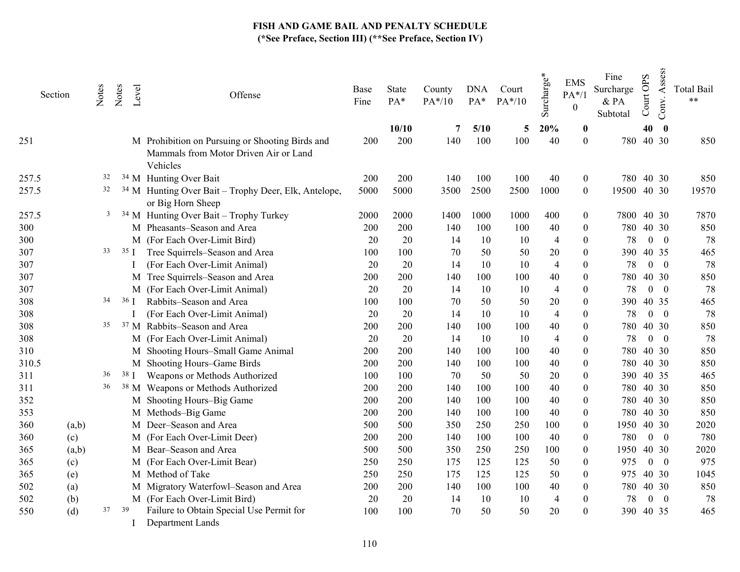# FISH AND GAME BAIL AND PENALTY SCHEDULE

**(*See Preface, Section III) (**See Preface, Section IV)**

| Section | | Notes | Notes | Level | Offense | Base Fine | State PA* | County PA*/10 | DNA PA* | Court PA*/10 | Surcharge* | EMS PA*/10 | Fine Surcharge & PA Subtotal | Court OPS | Conv. Assess | Total Bail ** |
|---|---|---|---|---|---|---|---|---|---|---|---|---|---|---|---|---|
| | | | | | | | **10/10** | **7** | **5/10** | **5** | **20%** | **0** | | **40** | **0** | |
| 251 | | | | M | Prohibition on Pursuing or Shooting Birds and Mammals from Motor Driven Air or Land Vehicles | 200 | 200 | 140 | 100 | 100 | 40 | 0 | 780 | 40 | 30 | 850 |
| 257.5 | | 32 | 34 | M | Hunting Over Bait | 200 | 200 | 140 | 100 | 100 | 40 | 0 | 780 | 40 | 30 | 850 |
| 257.5 | | 32 | 34 | M | Hunting Over Bait – Trophy Deer, Elk, Antelope, or Big Horn Sheep | 5000 | 5000 | 3500 | 2500 | 2500 | 1000 | 0 | 19500 | 40 | 30 | 19570 |
| 257.5 | | 3 | 34 | M | Hunting Over Bait – Trophy Turkey | 2000 | 2000 | 1400 | 1000 | 1000 | 400 | 0 | 7800 | 40 | 30 | 7870 |
| 300 | | | | M | Pheasants–Season and Area | 200 | 200 | 140 | 100 | 100 | 40 | 0 | 780 | 40 | 30 | 850 |
| 300 | | | | M | (For Each Over-Limit Bird) | 20 | 20 | 14 | 10 | 10 | 4 | 0 | 78 | 0 | 0 | 78 |
| 307 | | 33 | 35 | I | Tree Squirrels–Season and Area | 100 | 100 | 70 | 50 | 50 | 20 | 0 | 390 | 40 | 35 | 465 |
| 307 | | | | I | (For Each Over-Limit Animal) | 20 | 20 | 14 | 10 | 10 | 4 | 0 | 78 | 0 | 0 | 78 |
| 307 | | | | M | Tree Squirrels–Season and Area | 200 | 200 | 140 | 100 | 100 | 40 | 0 | 780 | 40 | 30 | 850 |
| 307 | | | | M | (For Each Over-Limit Animal) | 20 | 20 | 14 | 10 | 10 | 4 | 0 | 78 | 0 | 0 | 78 |
| 308 | | 34 | 36 | I | Rabbits–Season and Area | 100 | 100 | 70 | 50 | 50 | 20 | 0 | 390 | 40 | 35 | 465 |
| 308 | | | | I | (For Each Over-Limit Animal) | 20 | 20 | 14 | 10 | 10 | 4 | 0 | 78 | 0 | 0 | 78 |
| 308 | | 35 | 37 | M | Rabbits–Season and Area | 200 | 200 | 140 | 100 | 100 | 40 | 0 | 780 | 40 | 30 | 850 |
| 308 | | | | M | (For Each Over-Limit Animal) | 20 | 20 | 14 | 10 | 10 | 4 | 0 | 78 | 0 | 0 | 78 |
| 310 | | | | M | Shooting Hours–Small Game Animal | 200 | 200 | 140 | 100 | 100 | 40 | 0 | 780 | 40 | 30 | 850 |
| 310.5 | | | | M | Shooting Hours–Game Birds | 200 | 200 | 140 | 100 | 100 | 40 | 0 | 780 | 40 | 30 | 850 |
| 311 | | 36 | 38 | I | Weapons or Methods Authorized | 100 | 100 | 70 | 50 | 50 | 20 | 0 | 390 | 40 | 35 | 465 |
| 311 | | 36 | 38 | M | Weapons or Methods Authorized | 200 | 200 | 140 | 100 | 100 | 40 | 0 | 780 | 40 | 30 | 850 |
| 352 | | | | M | Shooting Hours–Big Game | 200 | 200 | 140 | 100 | 100 | 40 | 0 | 780 | 40 | 30 | 850 |
| 353 | | | | M | Methods–Big Game | 200 | 200 | 140 | 100 | 100 | 40 | 0 | 780 | 40 | 30 | 850 |
| 360 | (a,b) | | | M | Deer–Season and Area | 500 | 500 | 350 | 250 | 250 | 100 | 0 | 1950 | 40 | 30 | 2020 |
| 360 | (c) | | | M | (For Each Over-Limit Deer) | 200 | 200 | 140 | 100 | 100 | 40 | 0 | 780 | 0 | 0 | 780 |
| 365 | (a,b) | | | M | Bear–Season and Area | 500 | 500 | 350 | 250 | 250 | 100 | 0 | 1950 | 40 | 30 | 2020 |
| 365 | (c) | | | M | (For Each Over-Limit Bear) | 250 | 250 | 175 | 125 | 125 | 50 | 0 | 975 | 0 | 0 | 975 |
| 365 | (e) | | | M | Method of Take | 250 | 250 | 175 | 125 | 125 | 50 | 0 | 975 | 40 | 30 | 1045 |
| 502 | (a) | | | M | Migratory Waterfowl–Season and Area | 200 | 200 | 140 | 100 | 100 | 40 | 0 | 780 | 40 | 30 | 850 |
| 502 | (b) | | | M | (For Each Over-Limit Bird) | 20 | 20 | 14 | 10 | 10 | 4 | 0 | 78 | 0 | 0 | 78 |
| 550 | (d) | 37 | 39 | I | Failure to Obtain Special Use Permit for Department Lands | 100 | 100 | 70 | 50 | 50 | 20 | 0 | 390 | 40 | 35 | 465 |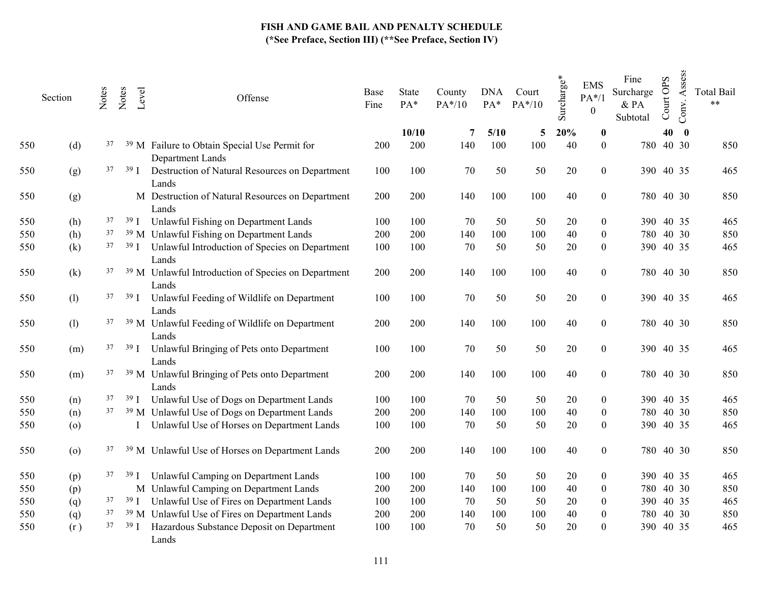# FISH AND GAME BAIL AND PENALTY SCHEDULE

**(*See Preface, Section III) (**See Preface, Section IV)**

| Section | | Notes | Notes | Level | Offense | Base Fine | State PA* | County PA*/10 | DNA PA* | Court PA*/10 | Surcharge* | EMS PA*/10 | Fine Surcharge & PA Subtotal | Court OPS | Conv. Assess | Total Bail ** |
|---|---|---|---|---|---|---|---|---|---|---|---|---|---|---|---|---|
| | | | | | | | **10/10** | **7** | **5/10** | **5** | **20%** | **0** | | **40** | **0** | |
| 550 | (d) | 37 | 39 | M | Failure to Obtain Special Use Permit for Department Lands | 200 | 200 | 140 | 100 | 100 | 40 | 0 | 780 | 40 | 30 | 850 |
| 550 | (g) | 37 | 39 | I | Destruction of Natural Resources on Department Lands | 100 | 100 | 70 | 50 | 50 | 20 | 0 | 390 | 40 | 35 | 465 |
| 550 | (g) | | | M | Destruction of Natural Resources on Department Lands | 200 | 200 | 140 | 100 | 100 | 40 | 0 | 780 | 40 | 30 | 850 |
| 550 | (h) | 37 | 39 | I | Unlawful Fishing on Department Lands | 100 | 100 | 70 | 50 | 50 | 20 | 0 | 390 | 40 | 35 | 465 |
| 550 | (h) | 37 | 39 | M | Unlawful Fishing on Department Lands | 200 | 200 | 140 | 100 | 100 | 40 | 0 | 780 | 40 | 30 | 850 |
| 550 | (k) | 37 | 39 | I | Unlawful Introduction of Species on Department Lands | 100 | 100 | 70 | 50 | 50 | 20 | 0 | 390 | 40 | 35 | 465 |
| 550 | (k) | 37 | 39 | M | Unlawful Introduction of Species on Department Lands | 200 | 200 | 140 | 100 | 100 | 40 | 0 | 780 | 40 | 30 | 850 |
| 550 | (l) | 37 | 39 | I | Unlawful Feeding of Wildlife on Department Lands | 100 | 100 | 70 | 50 | 50 | 20 | 0 | 390 | 40 | 35 | 465 |
| 550 | (l) | 37 | 39 | M | Unlawful Feeding of Wildlife on Department Lands | 200 | 200 | 140 | 100 | 100 | 40 | 0 | 780 | 40 | 30 | 850 |
| 550 | (m) | 37 | 39 | I | Unlawful Bringing of Pets onto Department Lands | 100 | 100 | 70 | 50 | 50 | 20 | 0 | 390 | 40 | 35 | 465 |
| 550 | (m) | 37 | 39 | M | Unlawful Bringing of Pets onto Department Lands | 200 | 200 | 140 | 100 | 100 | 40 | 0 | 780 | 40 | 30 | 850 |
| 550 | (n) | 37 | 39 | I | Unlawful Use of Dogs on Department Lands | 100 | 100 | 70 | 50 | 50 | 20 | 0 | 390 | 40 | 35 | 465 |
| 550 | (n) | 37 | 39 | M | Unlawful Use of Dogs on Department Lands | 200 | 200 | 140 | 100 | 100 | 40 | 0 | 780 | 40 | 30 | 850 |
| 550 | (o) | | | I | Unlawful Use of Horses on Department Lands | 100 | 100 | 70 | 50 | 50 | 20 | 0 | 390 | 40 | 35 | 465 |
| 550 | (o) | 37 | 39 | M | Unlawful Use of Horses on Department Lands | 200 | 200 | 140 | 100 | 100 | 40 | 0 | 780 | 40 | 30 | 850 |
| 550 | (p) | 37 | 39 | I | Unlawful Camping on Department Lands | 100 | 100 | 70 | 50 | 50 | 20 | 0 | 390 | 40 | 35 | 465 |
| 550 | (p) | | | M | Unlawful Camping on Department Lands | 200 | 200 | 140 | 100 | 100 | 40 | 0 | 780 | 40 | 30 | 850 |
| 550 | (q) | 37 | 39 | I | Unlawful Use of Fires on Department Lands | 100 | 100 | 70 | 50 | 50 | 20 | 0 | 390 | 40 | 35 | 465 |
| 550 | (q) | 37 | 39 | M | Unlawful Use of Fires on Department Lands | 200 | 200 | 140 | 100 | 100 | 40 | 0 | 780 | 40 | 30 | 850 |
| 550 | (r ) | 37 | 39 | I | Hazardous Substance Deposit on Department Lands | 100 | 100 | 70 | 50 | 50 | 20 | 0 | 390 | 40 | 35 | 465 |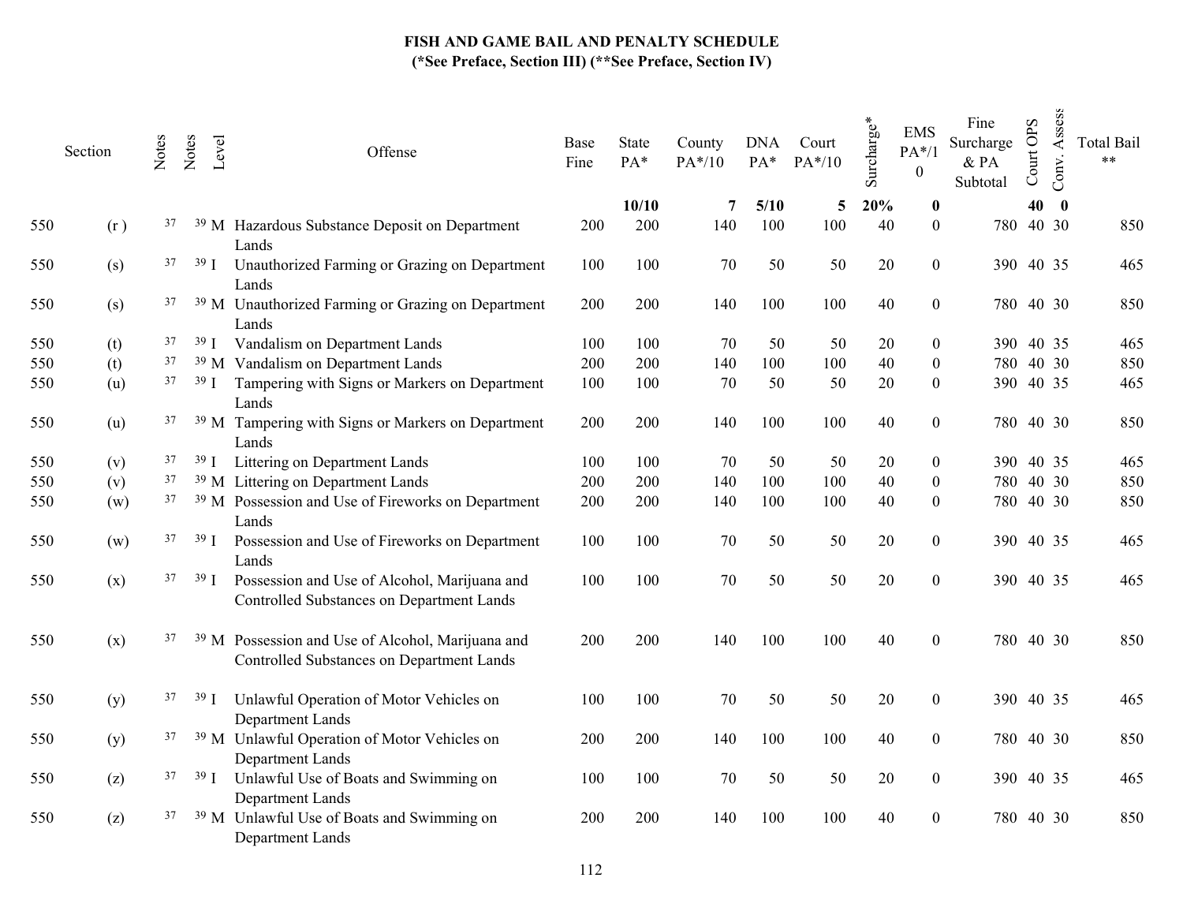# FISH AND GAME BAIL AND PENALTY SCHEDULE
## (*See Preface, Section III) (**See Preface, Section IV)

| Section | | Notes | Notes | Level | Offense | Base Fine | State PA* | County PA*/10 | DNA PA* | Court PA*/10 | Surcharge* | EMS PA*/10 | Fine Surcharge & PA Subtotal | Court OPS | Conv. Assess | Total Bail ** |
|---|---|---|---|---|---|---|---|---|---|---|---|---|---|---|---|---|
| | | | | | | | **10/10** | **7** | **5/10** | **5** | **20%** | **0** | | **40** | **0** | |
| 550 | (r ) | 37 | 39 | M | Hazardous Substance Deposit on Department Lands | 200 | 200 | 140 | 100 | 100 | 40 | 0 | 780 | 40 | 30 | 850 |
| 550 | (s) | 37 | 39 | I | Unauthorized Farming or Grazing on Department Lands | 100 | 100 | 70 | 50 | 50 | 20 | 0 | 390 | 40 | 35 | 465 |
| 550 | (s) | 37 | 39 | M | Unauthorized Farming or Grazing on Department Lands | 200 | 200 | 140 | 100 | 100 | 40 | 0 | 780 | 40 | 30 | 850 |
| 550 | (t) | 37 | 39 | I | Vandalism on Department Lands | 100 | 100 | 70 | 50 | 50 | 20 | 0 | 390 | 40 | 35 | 465 |
| 550 | (t) | 37 | 39 | M | Vandalism on Department Lands | 200 | 200 | 140 | 100 | 100 | 40 | 0 | 780 | 40 | 30 | 850 |
| 550 | (u) | 37 | 39 | I | Tampering with Signs or Markers on Department Lands | 100 | 100 | 70 | 50 | 50 | 20 | 0 | 390 | 40 | 35 | 465 |
| 550 | (u) | 37 | 39 | M | Tampering with Signs or Markers on Department Lands | 200 | 200 | 140 | 100 | 100 | 40 | 0 | 780 | 40 | 30 | 850 |
| 550 | (v) | 37 | 39 | I | Littering on Department Lands | 100 | 100 | 70 | 50 | 50 | 20 | 0 | 390 | 40 | 35 | 465 |
| 550 | (v) | 37 | 39 | M | Littering on Department Lands | 200 | 200 | 140 | 100 | 100 | 40 | 0 | 780 | 40 | 30 | 850 |
| 550 | (w) | 37 | 39 | M | Possession and Use of Fireworks on Department Lands | 200 | 200 | 140 | 100 | 100 | 40 | 0 | 780 | 40 | 30 | 850 |
| 550 | (w) | 37 | 39 | I | Possession and Use of Fireworks on Department Lands | 100 | 100 | 70 | 50 | 50 | 20 | 0 | 390 | 40 | 35 | 465 |
| 550 | (x) | 37 | 39 | I | Possession and Use of Alcohol, Marijuana and Controlled Substances on Department Lands | 100 | 100 | 70 | 50 | 50 | 20 | 0 | 390 | 40 | 35 | 465 |
| 550 | (x) | 37 | 39 | M | Possession and Use of Alcohol, Marijuana and Controlled Substances on Department Lands | 200 | 200 | 140 | 100 | 100 | 40 | 0 | 780 | 40 | 30 | 850 |
| 550 | (y) | 37 | 39 | I | Unlawful Operation of Motor Vehicles on Department Lands | 100 | 100 | 70 | 50 | 50 | 20 | 0 | 390 | 40 | 35 | 465 |
| 550 | (y) | 37 | 39 | M | Unlawful Operation of Motor Vehicles on Department Lands | 200 | 200 | 140 | 100 | 100 | 40 | 0 | 780 | 40 | 30 | 850 |
| 550 | (z) | 37 | 39 | I | Unlawful Use of Boats and Swimming on Department Lands | 100 | 100 | 70 | 50 | 50 | 20 | 0 | 390 | 40 | 35 | 465 |
| 550 | (z) | 37 | 39 | M | Unlawful Use of Boats and Swimming on Department Lands | 200 | 200 | 140 | 100 | 100 | 40 | 0 | 780 | 40 | 30 | 850 |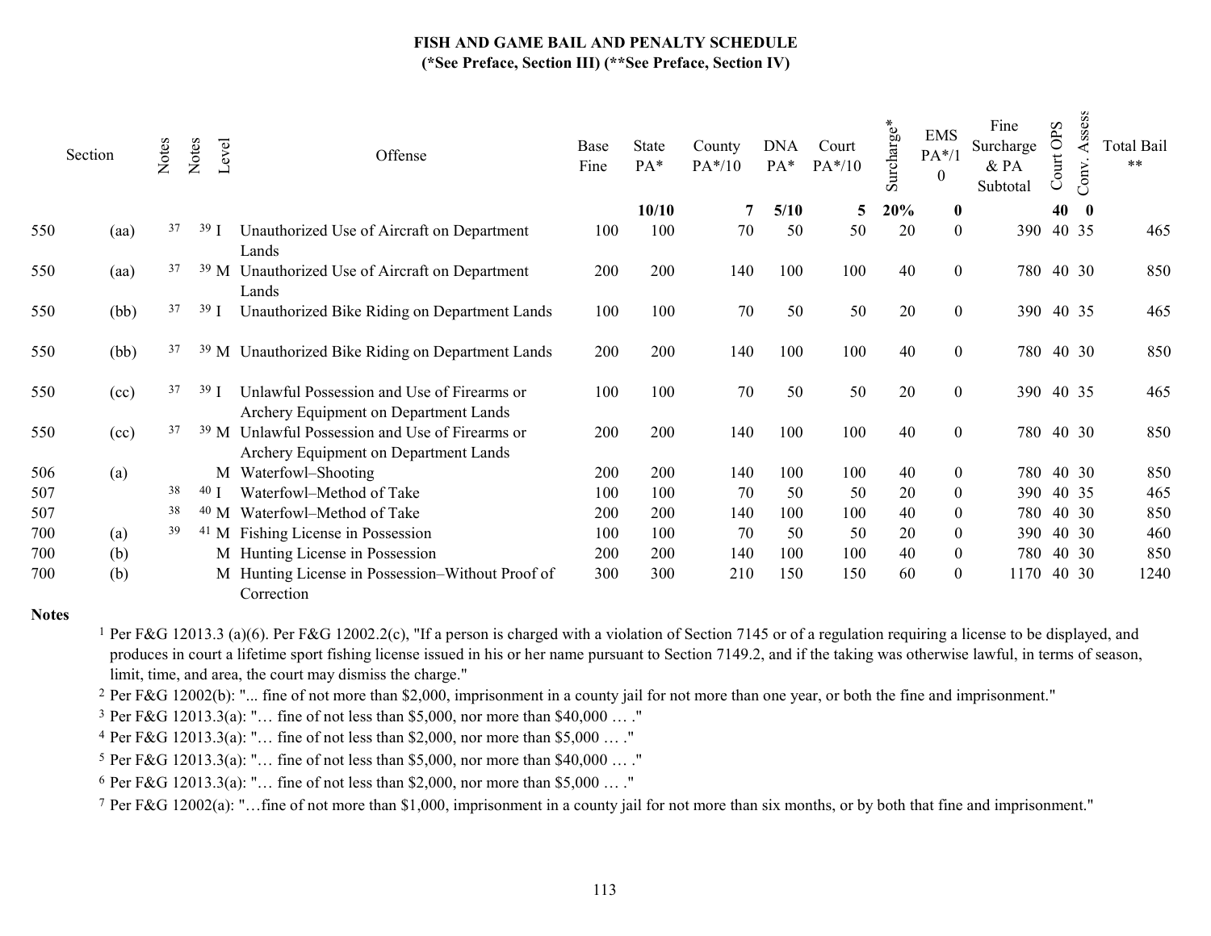**FISH AND GAME BAIL AND PENALTY SCHEDULE**
**(*See Preface, Section III) (**See Preface, Section IV)**

| Section | | Notes | Notes | Level | Offense | Base Fine | State PA* | County PA*/10 | DNA PA* | Court PA*/10 | Surcharge* | EMS PA*/10 | Fine Surcharge & PA Subtotal | Court OPS | Conv. Assess | Total Bail ** |
|---|---|---|---|---|---|---|---|---|---|---|---|---|---|---|---|---|
| | | | | | | | **10/10** | **7** | **5/10** | **5** | **20%** | **0** | | **40** | **0** | |
| 550 | (aa) | 37 | 39 | I | Unauthorized Use of Aircraft on Department Lands | 100 | 100 | 70 | 50 | 50 | 20 | 0 | 390 | 40 | 35 | 465 |
| 550 | (aa) | 37 | 39 | M | Unauthorized Use of Aircraft on Department Lands | 200 | 200 | 140 | 100 | 100 | 40 | 0 | 780 | 40 | 30 | 850 |
| 550 | (bb) | 37 | 39 | I | Unauthorized Bike Riding on Department Lands | 100 | 100 | 70 | 50 | 50 | 20 | 0 | 390 | 40 | 35 | 465 |
| 550 | (bb) | 37 | 39 | M | Unauthorized Bike Riding on Department Lands | 200 | 200 | 140 | 100 | 100 | 40 | 0 | 780 | 40 | 30 | 850 |
| 550 | (cc) | 37 | 39 | I | Unlawful Possession and Use of Firearms or Archery Equipment on Department Lands | 100 | 100 | 70 | 50 | 50 | 20 | 0 | 390 | 40 | 35 | 465 |
| 550 | (cc) | 37 | 39 | M | Unlawful Possession and Use of Firearms or Archery Equipment on Department Lands | 200 | 200 | 140 | 100 | 100 | 40 | 0 | 780 | 40 | 30 | 850 |
| 506 | (a) | | | M | Waterfowl–Shooting | 200 | 200 | 140 | 100 | 100 | 40 | 0 | 780 | 40 | 30 | 850 |
| 507 | | 38 | 40 | I | Waterfowl–Method of Take | 100 | 100 | 70 | 50 | 50 | 20 | 0 | 390 | 40 | 35 | 465 |
| 507 | | 38 | 40 | M | Waterfowl–Method of Take | 200 | 200 | 140 | 100 | 100 | 40 | 0 | 780 | 40 | 30 | 850 |
| 700 | (a) | 39 | 41 | M | Fishing License in Possession | 100 | 100 | 70 | 50 | 50 | 20 | 0 | 390 | 40 | 30 | 460 |
| 700 | (b) | | | M | Hunting License in Possession | 200 | 200 | 140 | 100 | 100 | 40 | 0 | 780 | 40 | 30 | 850 |
| 700 | (b) | | | M | Hunting License in Possession–Without Proof of Correction | 300 | 300 | 210 | 150 | 150 | 60 | 0 | 1170 | 40 | 30 | 1240 |

**Notes**

[1] Per F&G 12013.3 (a)(6). Per F&G 12002.2(c), "If a person is charged with a violation of Section 7145 or of a regulation requiring a license to be displayed, and produces in court a lifetime sport fishing license issued in his or her name pursuant to Section 7149.2, and if the taking was otherwise lawful, in terms of season, limit, time, and area, the court may dismiss the charge."

[2] Per F&G 12002(b): "... fine of not more than $2,000, imprisonment in a county jail for not more than one year, or both the fine and imprisonment."

[3] Per F&G 12013.3(a): "… fine of not less than $5,000, nor more than $40,000 … ."

[4] Per F&G 12013.3(a): "… fine of not less than $2,000, nor more than $5,000 … ."

[5] Per F&G 12013.3(a): "… fine of not less than $5,000, nor more than $40,000 … ."

[6] Per F&G 12013.3(a): "… fine of not less than $2,000, nor more than $5,000 … ."

[7] Per F&G 12002(a): "…fine of not more than $1,000, imprisonment in a county jail for not more than six months, or by both that fine and imprisonment."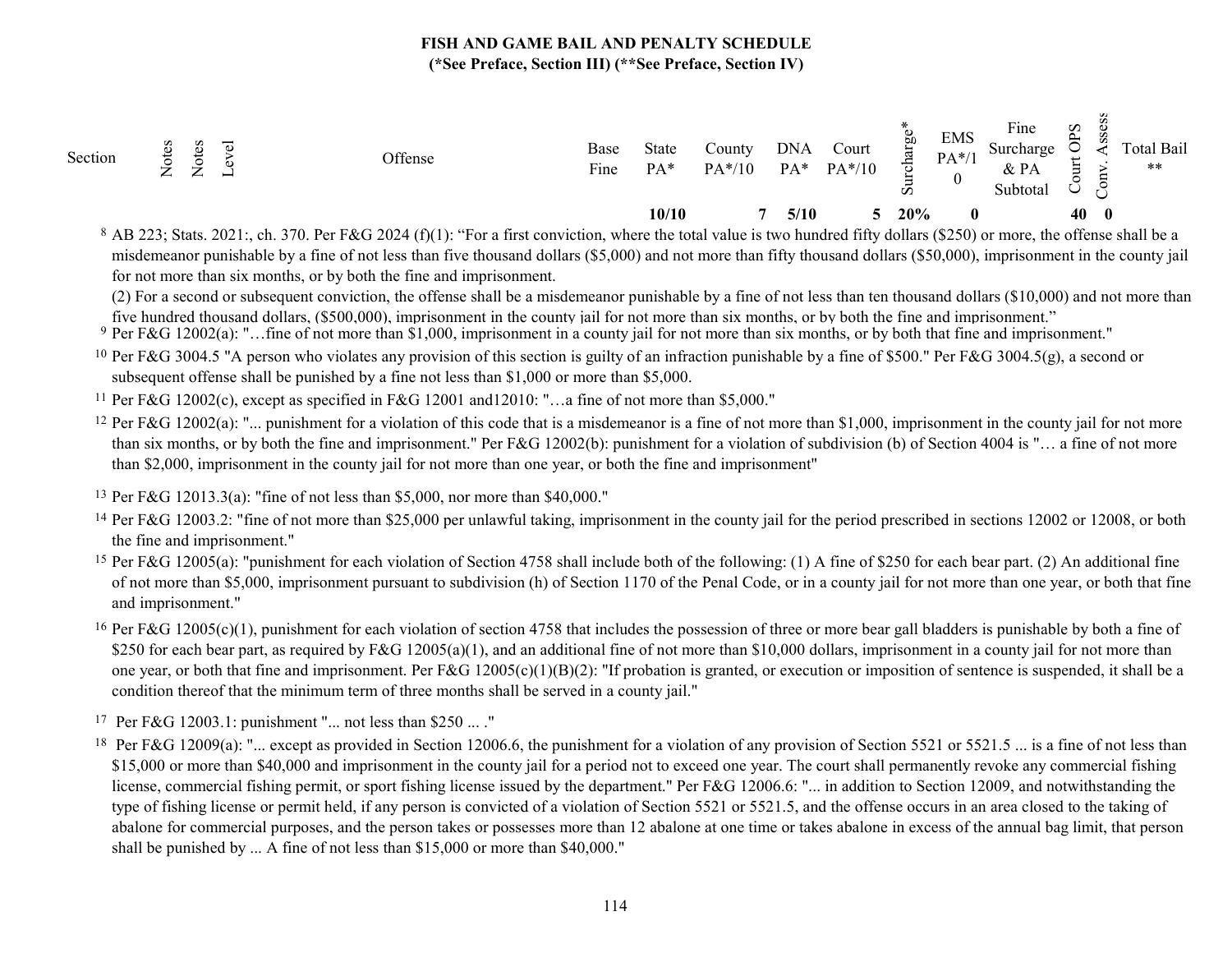**FISH AND GAME BAIL AND PENALTY SCHEDULE**
**(*See Preface, Section III) (**See Preface, Section IV)**

| Section | Notes | Notes | Level | Offense | Base Fine | State PA* | County PA*/10 | DNA PA* | Court PA*/10 | Surcharge* | EMS PA*/10 | Fine Surcharge & PA Subtotal | Court OPS | Conv. Assess | Total Bail ** |
|---|---|---|---|---|---|---|---|---|---|---|---|---|---|---|---|
| | | | | | | 10/10 | 7 | 5/10 | 5 | 20% | 0 | | 40 | 0 | |

[8] AB 223; Stats. 2021:, ch. 370. Per F&G 2024 (f)(1): "For a first conviction, where the total value is two hundred fifty dollars ($250) or more, the offense shall be a misdemeanor punishable by a fine of not less than five thousand dollars ($5,000) and not more than fifty thousand dollars ($50,000), imprisonment in the county jail for not more than six months, or by both the fine and imprisonment.
(2) For a second or subsequent conviction, the offense shall be a misdemeanor punishable by a fine of not less than ten thousand dollars ($10,000) and not more than five hundred thousand dollars, ($500,000), imprisonment in the county jail for not more than six months, or by both the fine and imprisonment."

[9] Per F&G 12002(a): "…fine of not more than $1,000, imprisonment in a county jail for not more than six months, or by both that fine and imprisonment."

[10] Per F&G 3004.5 "A person who violates any provision of this section is guilty of an infraction punishable by a fine of $500." Per F&G 3004.5(g), a second or subsequent offense shall be punished by a fine not less than $1,000 or more than $5,000.

[11] Per F&G 12002(c), except as specified in F&G 12001 and12010: "…a fine of not more than $5,000."

[12] Per F&G 12002(a): "... punishment for a violation of this code that is a misdemeanor is a fine of not more than $1,000, imprisonment in the county jail for not more than six months, or by both the fine and imprisonment." Per F&G 12002(b): punishment for a violation of subdivision (b) of Section 4004 is "… a fine of not more than $2,000, imprisonment in the county jail for not more than one year, or both the fine and imprisonment"

[13] Per F&G 12013.3(a): "fine of not less than $5,000, nor more than $40,000."

[14] Per F&G 12003.2: "fine of not more than $25,000 per unlawful taking, imprisonment in the county jail for the period prescribed in sections 12002 or 12008, or both the fine and imprisonment."

[15] Per F&G 12005(a): "punishment for each violation of Section 4758 shall include both of the following: (1) A fine of $250 for each bear part. (2) An additional fine of not more than $5,000, imprisonment pursuant to subdivision (h) of Section 1170 of the Penal Code, or in a county jail for not more than one year, or both that fine and imprisonment."

[16] Per F&G 12005(c)(1), punishment for each violation of section 4758 that includes the possession of three or more bear gall bladders is punishable by both a fine of $250 for each bear part, as required by F&G 12005(a)(1), and an additional fine of not more than $10,000 dollars, imprisonment in a county jail for not more than one year, or both that fine and imprisonment. Per F&G 12005(c)(1)(B)(2): "If probation is granted, or execution or imposition of sentence is suspended, it shall be a condition thereof that the minimum term of three months shall be served in a county jail."

[17] Per F&G 12003.1: punishment "... not less than $250 ... ."

[18] Per F&G 12009(a): "... except as provided in Section 12006.6, the punishment for a violation of any provision of Section 5521 or 5521.5 ... is a fine of not less than $15,000 or more than $40,000 and imprisonment in the county jail for a period not to exceed one year. The court shall permanently revoke any commercial fishing license, commercial fishing permit, or sport fishing license issued by the department." Per F&G 12006.6: "... in addition to Section 12009, and notwithstanding the type of fishing license or permit held, if any person is convicted of a violation of Section 5521 or 5521.5, and the offense occurs in an area closed to the taking of abalone for commercial purposes, and the person takes or possesses more than 12 abalone at one time or takes abalone in excess of the annual bag limit, that person shall be punished by ... A fine of not less than $15,000 or more than $40,000."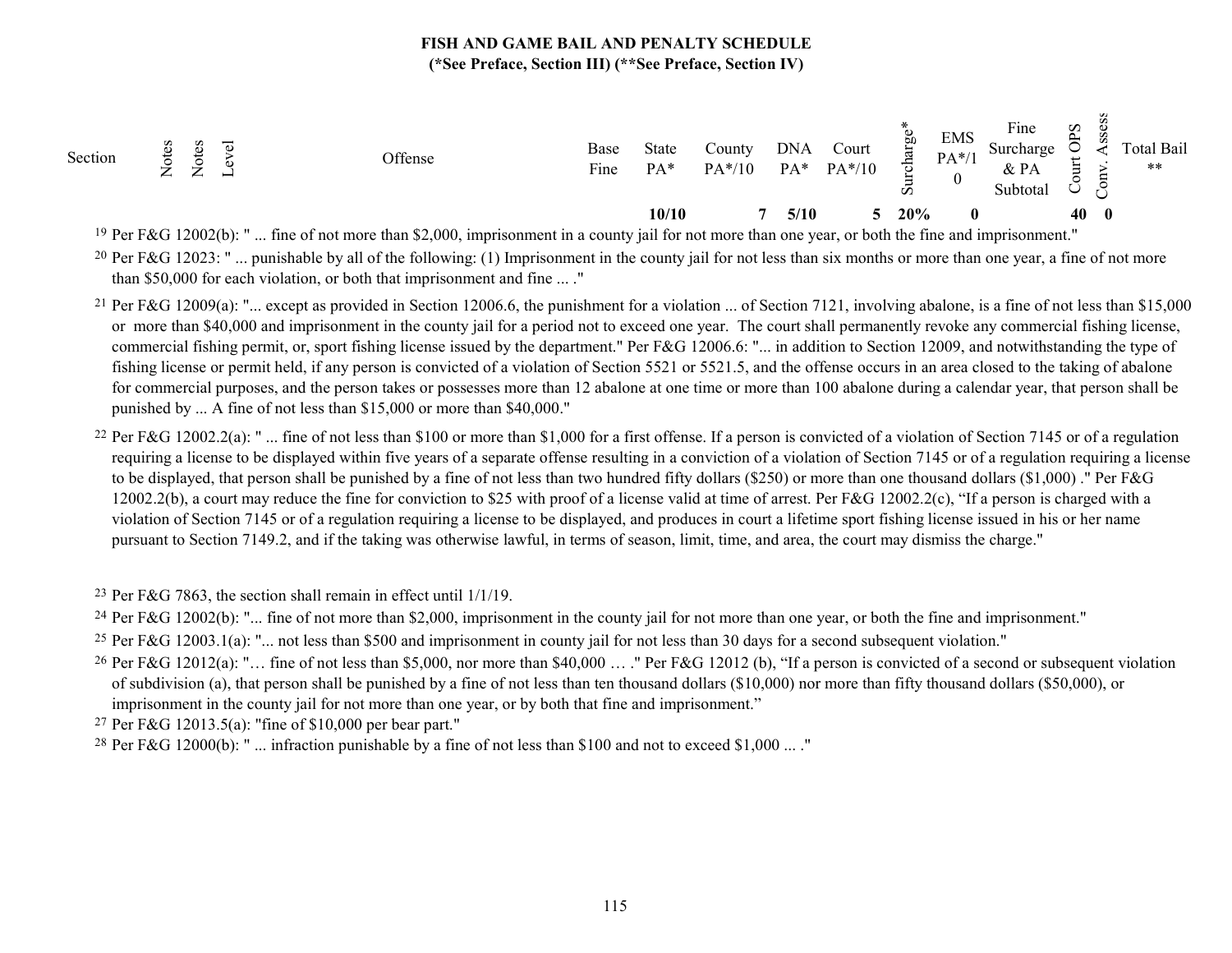# FISH AND GAME BAIL AND PENALTY SCHEDULE

**(*See Preface, Section III) (**See Preface, Section IV)**

| Section | Notes | Notes | Level | Offense | Base Fine | State PA* | County PA*/10 | DNA PA* | Court PA*/10 | Surcharge* | EMS PA*/10 | Fine Surcharge & PA Subtotal | Court OPS | Conv. Assess | Total Bail ** |
|---|---|---|---|---|---|---|---|---|---|---|---|---|---|---|---|
| | | | | | | **10/10** | **7** | **5/10** | **5** | **20%** | **0** | | **40** | **0** | |

[19] Per F&G 12002(b): " ... fine of not more than $2,000, imprisonment in a county jail for not more than one year, or both the fine and imprisonment."

[20] Per F&G 12023: " ... punishable by all of the following: (1) Imprisonment in the county jail for not less than six months or more than one year, a fine of not more than $50,000 for each violation, or both that imprisonment and fine ... ."

[21] Per F&G 12009(a): "... except as provided in Section 12006.6, the punishment for a violation ... of Section 7121, involving abalone, is a fine of not less than $15,000 or more than $40,000 and imprisonment in the county jail for a period not to exceed one year. The court shall permanently revoke any commercial fishing license, commercial fishing permit, or, sport fishing license issued by the department." Per F&G 12006.6: "... in addition to Section 12009, and notwithstanding the type of fishing license or permit held, if any person is convicted of a violation of Section 5521 or 5521.5, and the offense occurs in an area closed to the taking of abalone for commercial purposes, and the person takes or possesses more than 12 abalone at one time or more than 100 abalone during a calendar year, that person shall be punished by ... A fine of not less than $15,000 or more than $40,000."

[22] Per F&G 12002.2(a): " ... fine of not less than $100 or more than $1,000 for a first offense. If a person is convicted of a violation of Section 7145 or of a regulation requiring a license to be displayed within five years of a separate offense resulting in a conviction of a violation of Section 7145 or of a regulation requiring a license to be displayed, that person shall be punished by a fine of not less than two hundred fifty dollars ($250) or more than one thousand dollars ($1,000) ." Per F&G 12002.2(b), a court may reduce the fine for conviction to $25 with proof of a license valid at time of arrest. Per F&G 12002.2(c), "If a person is charged with a violation of Section 7145 or of a regulation requiring a license to be displayed, and produces in court a lifetime sport fishing license issued in his or her name pursuant to Section 7149.2, and if the taking was otherwise lawful, in terms of season, limit, time, and area, the court may dismiss the charge."

[23] Per F&G 7863, the section shall remain in effect until 1/1/19.

[24] Per F&G 12002(b): "... fine of not more than $2,000, imprisonment in the county jail for not more than one year, or both the fine and imprisonment."

[25] Per F&G 12003.1(a): "... not less than $500 and imprisonment in county jail for not less than 30 days for a second subsequent violation."

[26] Per F&G 12012(a): "… fine of not less than $5,000, nor more than $40,000 … ." Per F&G 12012 (b), "If a person is convicted of a second or subsequent violation of subdivision (a), that person shall be punished by a fine of not less than ten thousand dollars ($10,000) nor more than fifty thousand dollars ($50,000), or imprisonment in the county jail for not more than one year, or by both that fine and imprisonment."

[27] Per F&G 12013.5(a): "fine of $10,000 per bear part."

[28] Per F&G 12000(b): " ... infraction punishable by a fine of not less than $100 and not to exceed $1,000 ... ."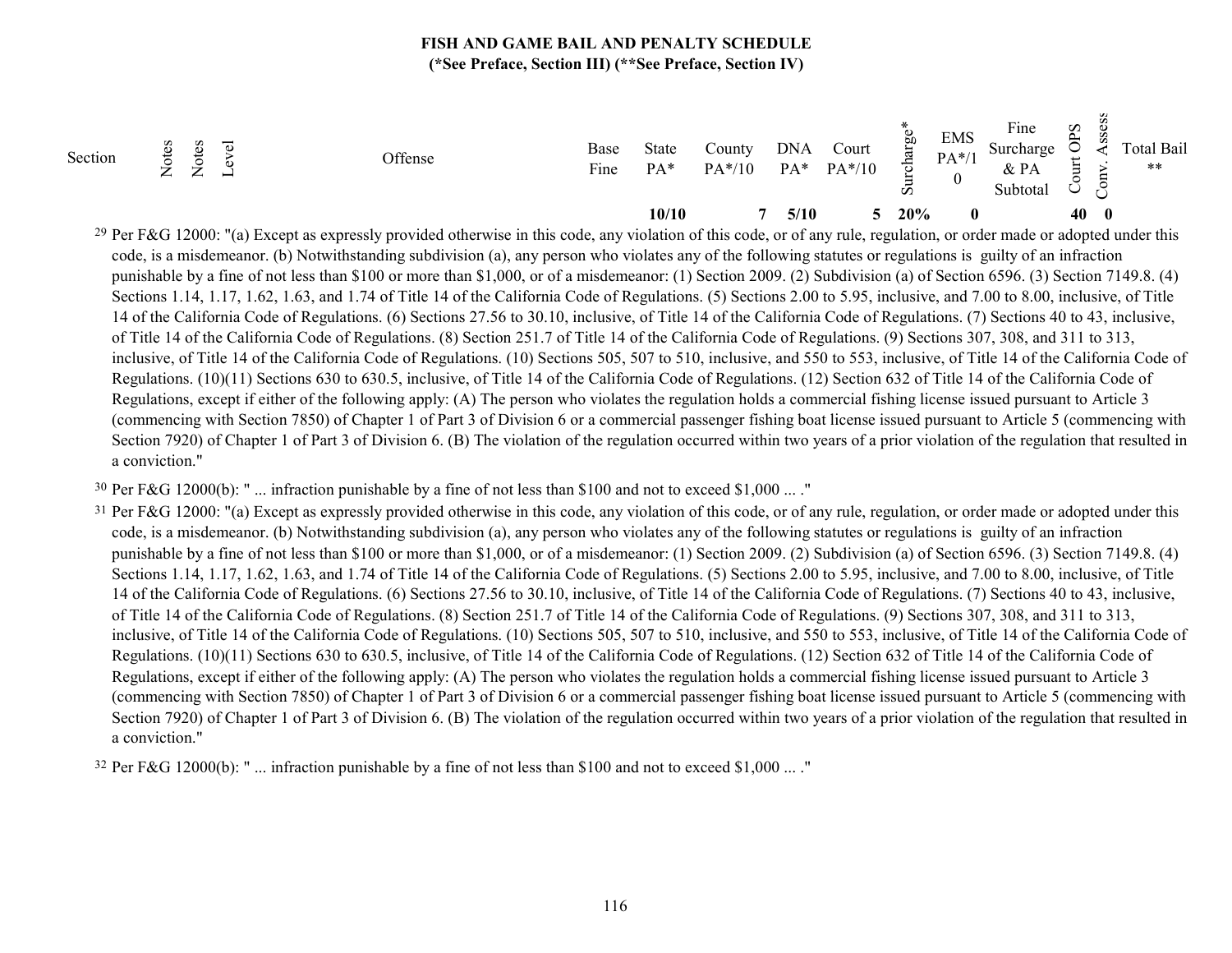# FISH AND GAME BAIL AND PENALTY SCHEDULE

**(*See Preface, Section III) (**See Preface, Section IV)**

| Section | Notes | Notes | Level | Offense | Base Fine | State PA* | County PA*/10 | DNA PA* | Court PA*/10 | Surcharge* | EMS PA*/10 | Fine Surcharge & PA Subtotal | Court OPS | Conv. Assess | Total Bail ** |
|---|---|---|---|---|---|---|---|---|---|---|---|---|---|---|---|
| | | | | | | **10/10** | **7** | **5/10** | **5** | **20%** | **0** | | **40** | **0** | |

[29] Per F&G 12000: "(a) Except as expressly provided otherwise in this code, any violation of this code, or of any rule, regulation, or order made or adopted under this code, is a misdemeanor. (b) Notwithstanding subdivision (a), any person who violates any of the following statutes or regulations is guilty of an infraction punishable by a fine of not less than $100 or more than $1,000, or of a misdemeanor: (1) Section 2009. (2) Subdivision (a) of Section 6596. (3) Section 7149.8. (4) Sections 1.14, 1.17, 1.62, 1.63, and 1.74 of Title 14 of the California Code of Regulations. (5) Sections 2.00 to 5.95, inclusive, and 7.00 to 8.00, inclusive, of Title 14 of the California Code of Regulations. (6) Sections 27.56 to 30.10, inclusive, of Title 14 of the California Code of Regulations. (7) Sections 40 to 43, inclusive, of Title 14 of the California Code of Regulations. (8) Section 251.7 of Title 14 of the California Code of Regulations. (9) Sections 307, 308, and 311 to 313, inclusive, of Title 14 of the California Code of Regulations. (10) Sections 505, 507 to 510, inclusive, and 550 to 553, inclusive, of Title 14 of the California Code of Regulations. (10)(11) Sections 630 to 630.5, inclusive, of Title 14 of the California Code of Regulations. (12) Section 632 of Title 14 of the California Code of Regulations, except if either of the following apply: (A) The person who violates the regulation holds a commercial fishing license issued pursuant to Article 3 (commencing with Section 7850) of Chapter 1 of Part 3 of Division 6 or a commercial passenger fishing boat license issued pursuant to Article 5 (commencing with Section 7920) of Chapter 1 of Part 3 of Division 6. (B) The violation of the regulation occurred within two years of a prior violation of the regulation that resulted in a conviction."

[30] Per F&G 12000(b): " ... infraction punishable by a fine of not less than $100 and not to exceed $1,000 ... ."

[31] Per F&G 12000: "(a) Except as expressly provided otherwise in this code, any violation of this code, or of any rule, regulation, or order made or adopted under this code, is a misdemeanor. (b) Notwithstanding subdivision (a), any person who violates any of the following statutes or regulations is guilty of an infraction punishable by a fine of not less than $100 or more than $1,000, or of a misdemeanor: (1) Section 2009. (2) Subdivision (a) of Section 6596. (3) Section 7149.8. (4) Sections 1.14, 1.17, 1.62, 1.63, and 1.74 of Title 14 of the California Code of Regulations. (5) Sections 2.00 to 5.95, inclusive, and 7.00 to 8.00, inclusive, of Title 14 of the California Code of Regulations. (6) Sections 27.56 to 30.10, inclusive, of Title 14 of the California Code of Regulations. (7) Sections 40 to 43, inclusive, of Title 14 of the California Code of Regulations. (8) Section 251.7 of Title 14 of the California Code of Regulations. (9) Sections 307, 308, and 311 to 313, inclusive, of Title 14 of the California Code of Regulations. (10) Sections 505, 507 to 510, inclusive, and 550 to 553, inclusive, of Title 14 of the California Code of Regulations. (10)(11) Sections 630 to 630.5, inclusive, of Title 14 of the California Code of Regulations. (12) Section 632 of Title 14 of the California Code of Regulations, except if either of the following apply: (A) The person who violates the regulation holds a commercial fishing license issued pursuant to Article 3 (commencing with Section 7850) of Chapter 1 of Part 3 of Division 6 or a commercial passenger fishing boat license issued pursuant to Article 5 (commencing with Section 7920) of Chapter 1 of Part 3 of Division 6. (B) The violation of the regulation occurred within two years of a prior violation of the regulation that resulted in a conviction."

[32] Per F&G 12000(b): " ... infraction punishable by a fine of not less than $100 and not to exceed $1,000 ... ."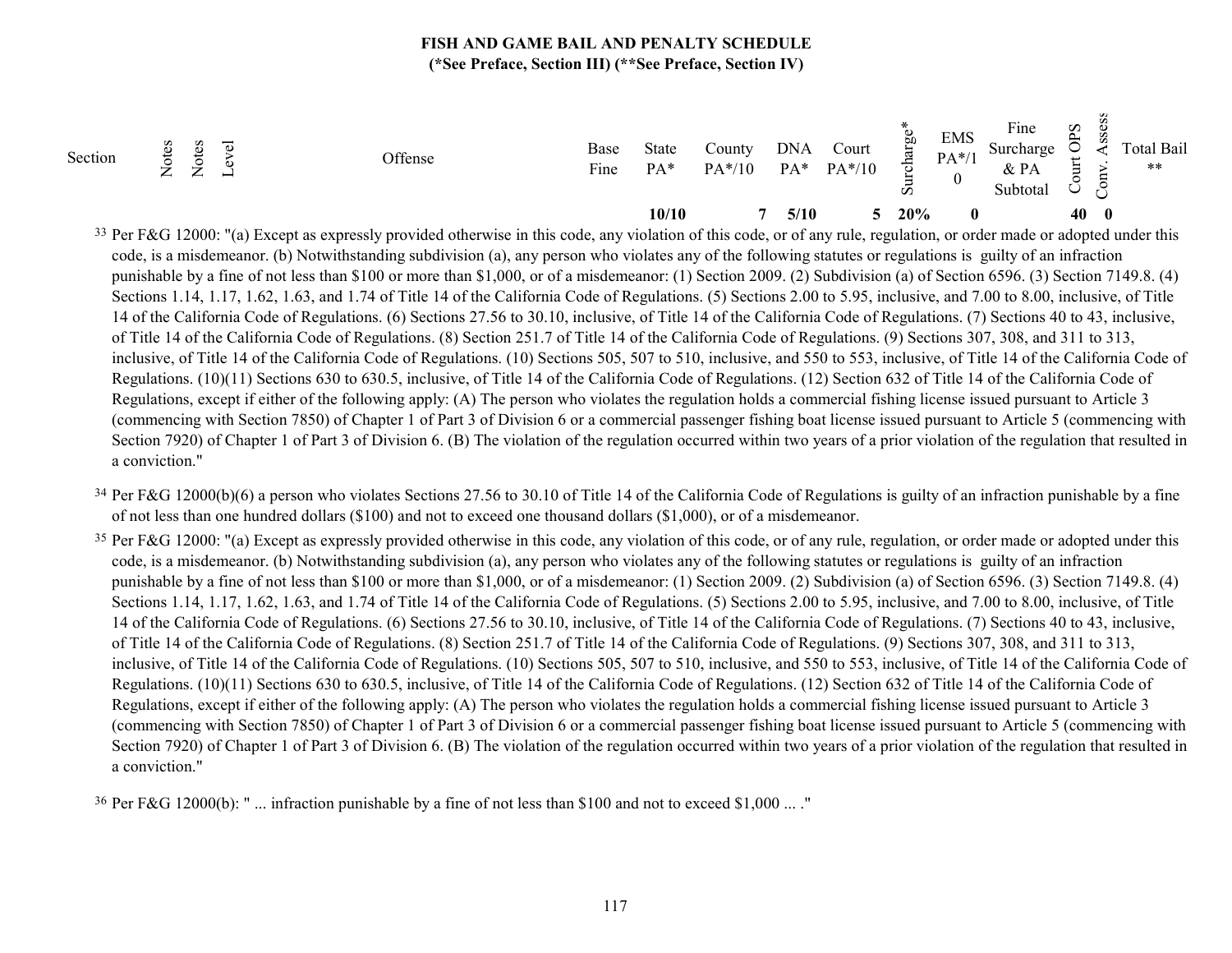# FISH AND GAME BAIL AND PENALTY SCHEDULE
**(*See Preface, Section III) (**See Preface, Section IV)**

| Section | Notes | Notes | Level | Offense | Base Fine | State PA* | County PA*/10 | DNA PA* | Court PA*/10 | Surcharge* | EMS PA*/10 | Fine Surcharge & PA Subtotal | Court OPS | Conv. Assess | Total Bail ** |
|---|---|---|---|---|---|---|---|---|---|---|---|---|---|---|---|
| | | | | | | 10/10 | 7 | 5/10 | 5 | 20% | 0 | | 40 | 0 | |

[33] Per F&G 12000: "(a) Except as expressly provided otherwise in this code, any violation of this code, or of any rule, regulation, or order made or adopted under this code, is a misdemeanor. (b) Notwithstanding subdivision (a), any person who violates any of the following statutes or regulations is guilty of an infraction punishable by a fine of not less than $100 or more than $1,000, or of a misdemeanor: (1) Section 2009. (2) Subdivision (a) of Section 6596. (3) Section 7149.8. (4) Sections 1.14, 1.17, 1.62, 1.63, and 1.74 of Title 14 of the California Code of Regulations. (5) Sections 2.00 to 5.95, inclusive, and 7.00 to 8.00, inclusive, of Title 14 of the California Code of Regulations. (6) Sections 27.56 to 30.10, inclusive, of Title 14 of the California Code of Regulations. (7) Sections 40 to 43, inclusive, of Title 14 of the California Code of Regulations. (8) Section 251.7 of Title 14 of the California Code of Regulations. (9) Sections 307, 308, and 311 to 313, inclusive, of Title 14 of the California Code of Regulations. (10) Sections 505, 507 to 510, inclusive, and 550 to 553, inclusive, of Title 14 of the California Code of Regulations. (10)(11) Sections 630 to 630.5, inclusive, of Title 14 of the California Code of Regulations. (12) Section 632 of Title 14 of the California Code of Regulations, except if either of the following apply: (A) The person who violates the regulation holds a commercial fishing license issued pursuant to Article 3 (commencing with Section 7850) of Chapter 1 of Part 3 of Division 6 or a commercial passenger fishing boat license issued pursuant to Article 5 (commencing with Section 7920) of Chapter 1 of Part 3 of Division 6. (B) The violation of the regulation occurred within two years of a prior violation of the regulation that resulted in a conviction."

[34] Per F&G 12000(b)(6) a person who violates Sections 27.56 to 30.10 of Title 14 of the California Code of Regulations is guilty of an infraction punishable by a fine of not less than one hundred dollars ($100) and not to exceed one thousand dollars ($1,000), or of a misdemeanor.

[35] Per F&G 12000: "(a) Except as expressly provided otherwise in this code, any violation of this code, or of any rule, regulation, or order made or adopted under this code, is a misdemeanor. (b) Notwithstanding subdivision (a), any person who violates any of the following statutes or regulations is guilty of an infraction punishable by a fine of not less than $100 or more than $1,000, or of a misdemeanor: (1) Section 2009. (2) Subdivision (a) of Section 6596. (3) Section 7149.8. (4) Sections 1.14, 1.17, 1.62, 1.63, and 1.74 of Title 14 of the California Code of Regulations. (5) Sections 2.00 to 5.95, inclusive, and 7.00 to 8.00, inclusive, of Title 14 of the California Code of Regulations. (6) Sections 27.56 to 30.10, inclusive, of Title 14 of the California Code of Regulations. (7) Sections 40 to 43, inclusive, of Title 14 of the California Code of Regulations. (8) Section 251.7 of Title 14 of the California Code of Regulations. (9) Sections 307, 308, and 311 to 313, inclusive, of Title 14 of the California Code of Regulations. (10) Sections 505, 507 to 510, inclusive, and 550 to 553, inclusive, of Title 14 of the California Code of Regulations. (10)(11) Sections 630 to 630.5, inclusive, of Title 14 of the California Code of Regulations. (12) Section 632 of Title 14 of the California Code of Regulations, except if either of the following apply: (A) The person who violates the regulation holds a commercial fishing license issued pursuant to Article 3 (commencing with Section 7850) of Chapter 1 of Part 3 of Division 6 or a commercial passenger fishing boat license issued pursuant to Article 5 (commencing with Section 7920) of Chapter 1 of Part 3 of Division 6. (B) The violation of the regulation occurred within two years of a prior violation of the regulation that resulted in a conviction."

[36] Per F&G 12000(b): " ... infraction punishable by a fine of not less than $100 and not to exceed $1,000 ... ."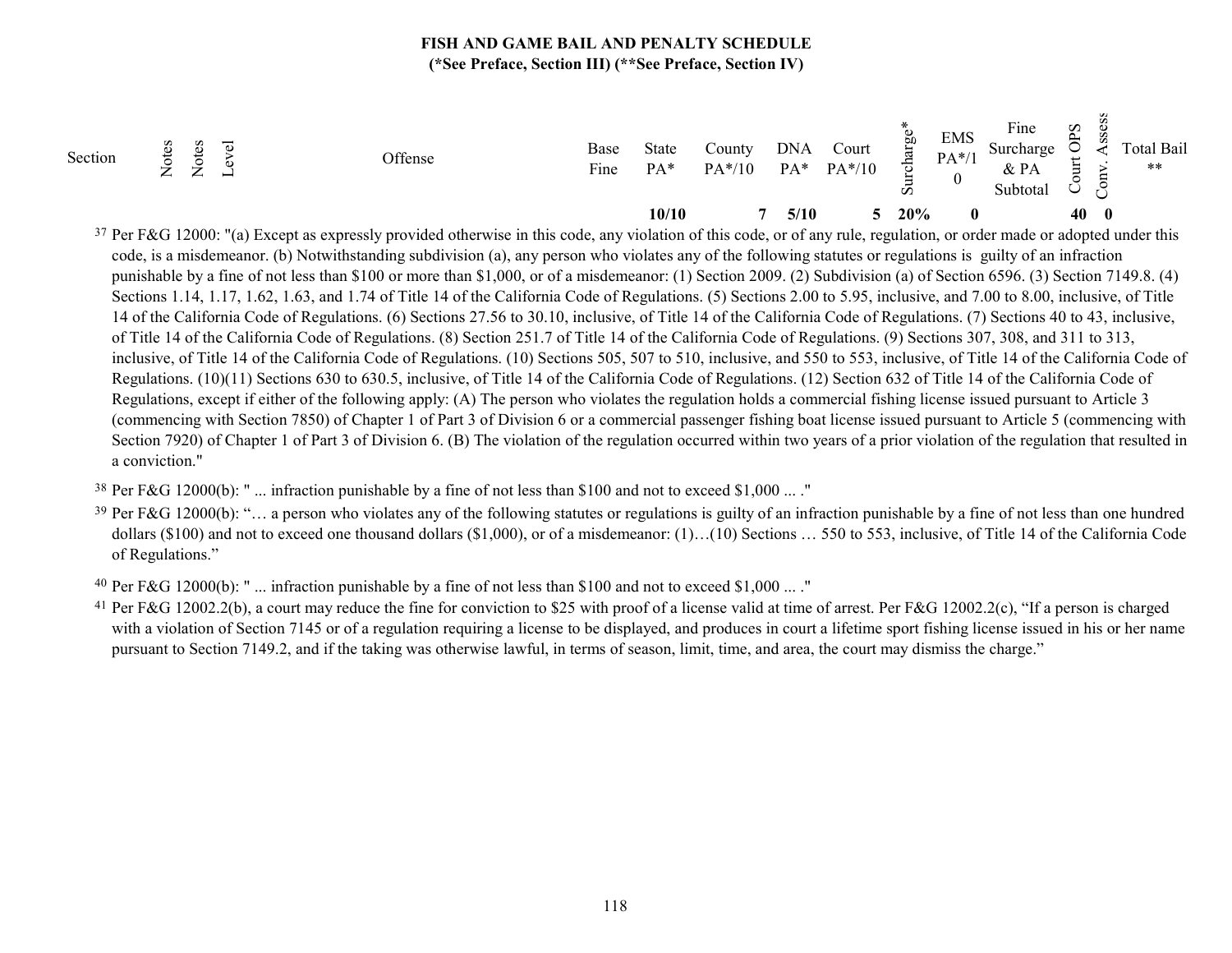# FISH AND GAME BAIL AND PENALTY SCHEDULE

**(*See Preface, Section III) (**See Preface, Section IV)**

| Section | Notes | Notes | Level | Offense | Base Fine | State PA* | County PA*/10 | DNA PA* | Court PA*/10 | Surcharge* | EMS PA*/10 | Fine Surcharge & PA Subtotal | Court OPS | Conv. Assess | Total Bail ** |
|---|---|---|---|---|---|---|---|---|---|---|---|---|---|---|---|
| | | | | | | **10/10** | **7** | **5/10** | **5** | **20%** | **0** | | **40** | **0** | |

[37] Per F&G 12000: "(a) Except as expressly provided otherwise in this code, any violation of this code, or of any rule, regulation, or order made or adopted under this code, is a misdemeanor. (b) Notwithstanding subdivision (a), any person who violates any of the following statutes or regulations is guilty of an infraction punishable by a fine of not less than $100 or more than $1,000, or of a misdemeanor: (1) Section 2009. (2) Subdivision (a) of Section 6596. (3) Section 7149.8. (4) Sections 1.14, 1.17, 1.62, 1.63, and 1.74 of Title 14 of the California Code of Regulations. (5) Sections 2.00 to 5.95, inclusive, and 7.00 to 8.00, inclusive, of Title 14 of the California Code of Regulations. (6) Sections 27.56 to 30.10, inclusive, of Title 14 of the California Code of Regulations. (7) Sections 40 to 43, inclusive, of Title 14 of the California Code of Regulations. (8) Section 251.7 of Title 14 of the California Code of Regulations. (9) Sections 307, 308, and 311 to 313, inclusive, of Title 14 of the California Code of Regulations. (10) Sections 505, 507 to 510, inclusive, and 550 to 553, inclusive, of Title 14 of the California Code of Regulations. (10)(11) Sections 630 to 630.5, inclusive, of Title 14 of the California Code of Regulations. (12) Section 632 of Title 14 of the California Code of Regulations, except if either of the following apply: (A) The person who violates the regulation holds a commercial fishing license issued pursuant to Article 3 (commencing with Section 7850) of Chapter 1 of Part 3 of Division 6 or a commercial passenger fishing boat license issued pursuant to Article 5 (commencing with Section 7920) of Chapter 1 of Part 3 of Division 6. (B) The violation of the regulation occurred within two years of a prior violation of the regulation that resulted in a conviction."

[38] Per F&G 12000(b): " ... infraction punishable by a fine of not less than $100 and not to exceed $1,000 ... ."

[39] Per F&G 12000(b): "… a person who violates any of the following statutes or regulations is guilty of an infraction punishable by a fine of not less than one hundred dollars ($100) and not to exceed one thousand dollars ($1,000), or of a misdemeanor: (1)…(10) Sections … 550 to 553, inclusive, of Title 14 of the California Code of Regulations."

[40] Per F&G 12000(b): " ... infraction punishable by a fine of not less than $100 and not to exceed $1,000 ... ."

[41] Per F&G 12002.2(b), a court may reduce the fine for conviction to $25 with proof of a license valid at time of arrest. Per F&G 12002.2(c), "If a person is charged with a violation of Section 7145 or of a regulation requiring a license to be displayed, and produces in court a lifetime sport fishing license issued in his or her name pursuant to Section 7149.2, and if the taking was otherwise lawful, in terms of season, limit, time, and area, the court may dismiss the charge."